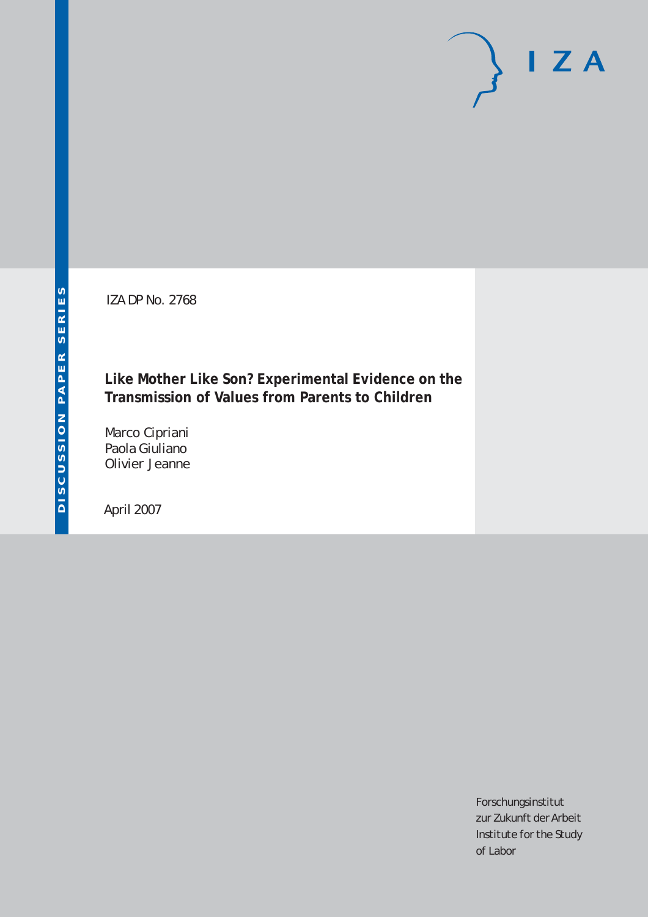IZA

DISCUSSION PAPER SERIES

IZA DP No. 2768

# Like Mother Like Son? Experimental Evidence on the Transmission of Values from Parents to Children

Marco Cipriani
Paola Giuliano
Olivier Jeanne

April 2007

Forschungsinstitut
zur Zukunft der Arbeit
Institute for the Study
of Labor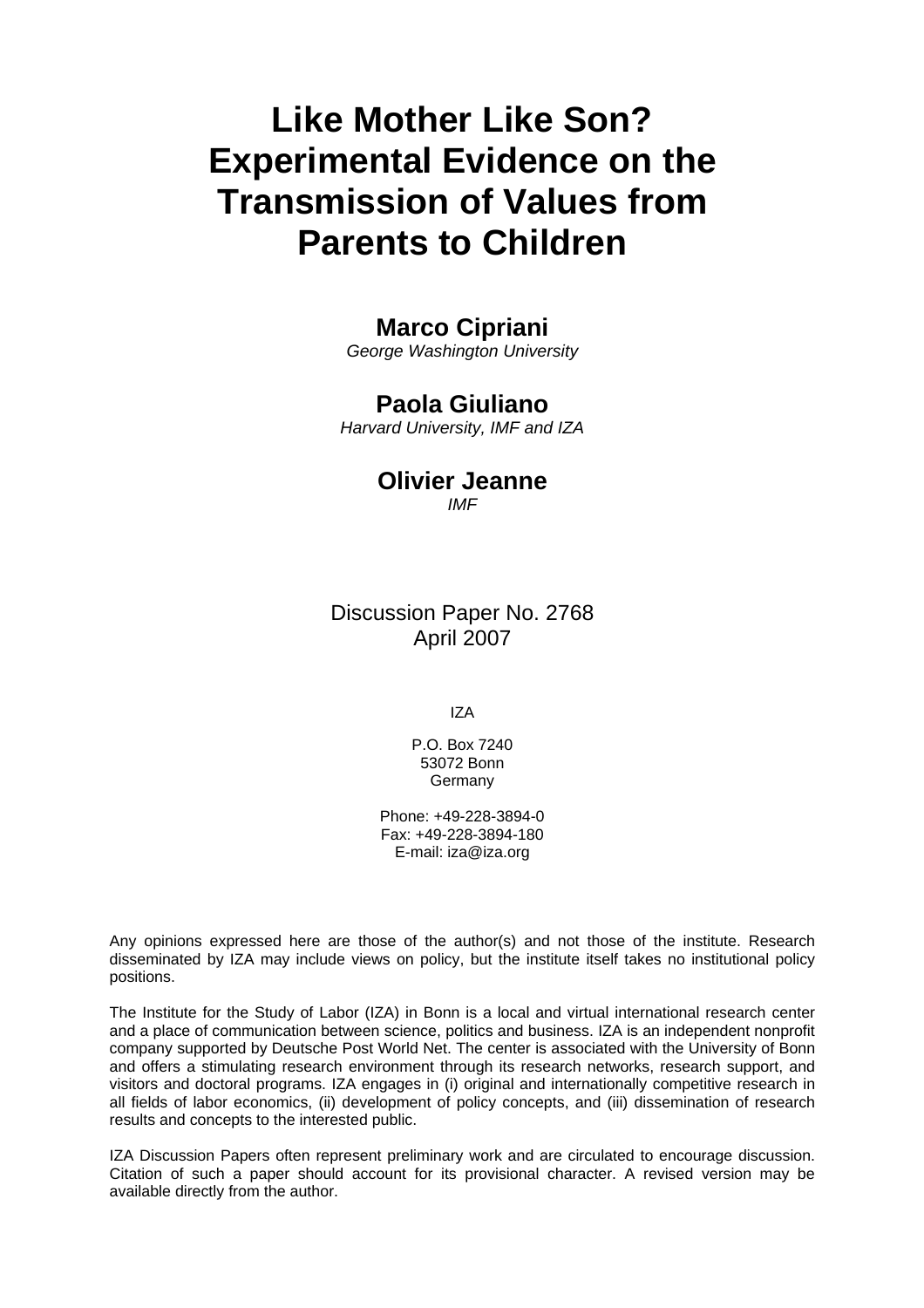# Like Mother Like Son? Experimental Evidence on the Transmission of Values from Parents to Children

**Marco Cipriani**
*George Washington University*

**Paola Giuliano**
*Harvard University, IMF and IZA*

**Olivier Jeanne**
*IMF*

Discussion Paper No. 2768
April 2007

IZA

P.O. Box 7240
53072 Bonn
Germany

Phone: +49-228-3894-0
Fax: +49-228-3894-180
E-mail: iza@iza.org

Any opinions expressed here are those of the author(s) and not those of the institute. Research disseminated by IZA may include views on policy, but the institute itself takes no institutional policy positions.

The Institute for the Study of Labor (IZA) in Bonn is a local and virtual international research center and a place of communication between science, politics and business. IZA is an independent nonprofit company supported by Deutsche Post World Net. The center is associated with the University of Bonn and offers a stimulating research environment through its research networks, research support, and visitors and doctoral programs. IZA engages in (i) original and internationally competitive research in all fields of labor economics, (ii) development of policy concepts, and (iii) dissemination of research results and concepts to the interested public.

IZA Discussion Papers often represent preliminary work and are circulated to encourage discussion. Citation of such a paper should account for its provisional character. A revised version may be available directly from the author.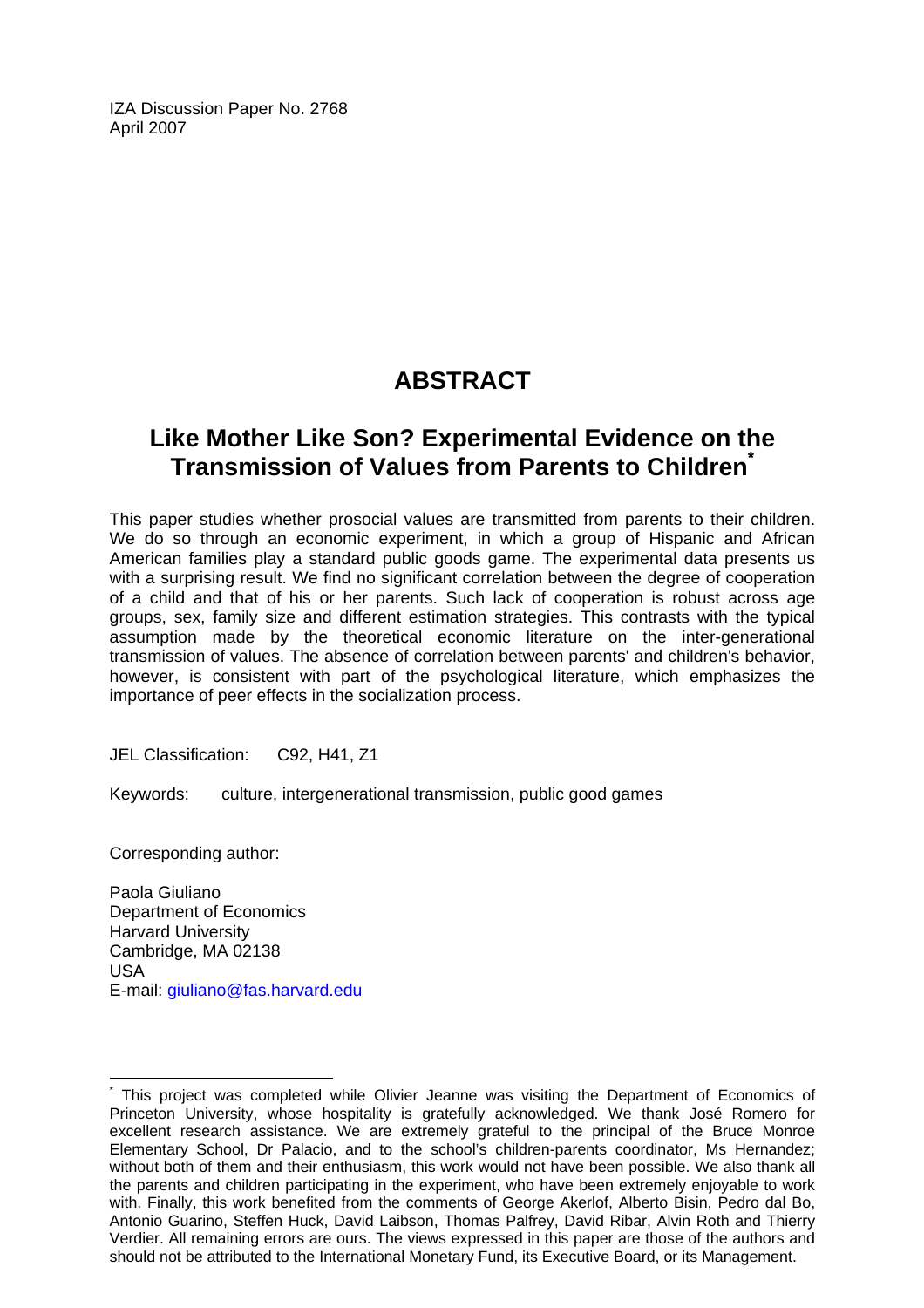IZA Discussion Paper No. 2768
April 2007

# ABSTRACT

## Like Mother Like Son? Experimental Evidence on the Transmission of Values from Parents to Children*

This paper studies whether prosocial values are transmitted from parents to their children. We do so through an economic experiment, in which a group of Hispanic and African American families play a standard public goods game. The experimental data presents us with a surprising result. We find no significant correlation between the degree of cooperation of a child and that of his or her parents. Such lack of cooperation is robust across age groups, sex, family size and different estimation strategies. This contrasts with the typical assumption made by the theoretical economic literature on the inter-generational transmission of values. The absence of correlation between parents' and children's behavior, however, is consistent with part of the psychological literature, which emphasizes the importance of peer effects in the socialization process.

JEL Classification: C92, H41, Z1

Keywords: culture, intergenerational transmission, public good games

Corresponding author:

Paola Giuliano
Department of Economics
Harvard University
Cambridge, MA 02138
USA
E-mail: giuliano@fas.harvard.edu

---

* This project was completed while Olivier Jeanne was visiting the Department of Economics of Princeton University, whose hospitality is gratefully acknowledged. We thank José Romero for excellent research assistance. We are extremely grateful to the principal of the Bruce Monroe Elementary School, Dr Palacio, and to the school's children-parents coordinator, Ms Hernandez; without both of them and their enthusiasm, this work would not have been possible. We also thank all the parents and children participating in the experiment, who have been extremely enjoyable to work with. Finally, this work benefited from the comments of George Akerlof, Alberto Bisin, Pedro dal Bo, Antonio Guarino, Steffen Huck, David Laibson, Thomas Palfrey, David Ribar, Alvin Roth and Thierry Verdier. All remaining errors are ours. The views expressed in this paper are those of the authors and should not be attributed to the International Monetary Fund, its Executive Board, or its Management.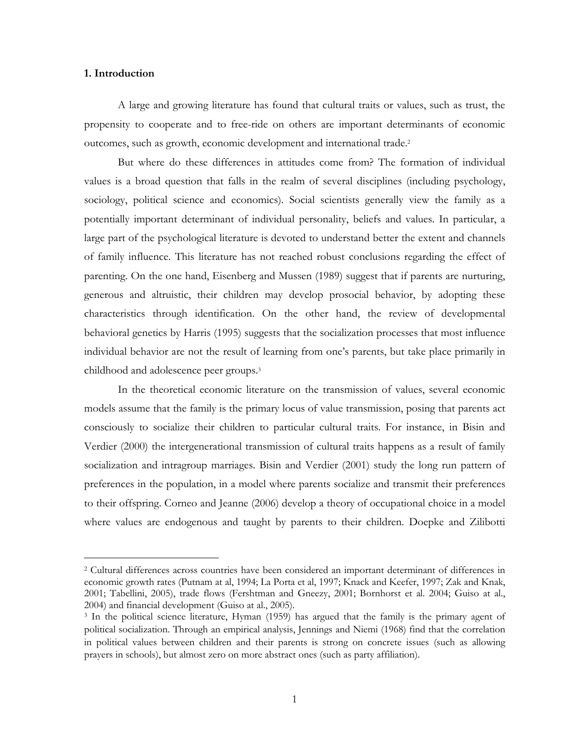## 1. Introduction

A large and growing literature has found that cultural traits or values, such as trust, the propensity to cooperate and to free-ride on others are important determinants of economic outcomes, such as growth, economic development and international trade.[2]

But where do these differences in attitudes come from? The formation of individual values is a broad question that falls in the realm of several disciplines (including psychology, sociology, political science and economics). Social scientists generally view the family as a potentially important determinant of individual personality, beliefs and values. In particular, a large part of the psychological literature is devoted to understand better the extent and channels of family influence. This literature has not reached robust conclusions regarding the effect of parenting. On the one hand, Eisenberg and Mussen (1989) suggest that if parents are nurturing, generous and altruistic, their children may develop prosocial behavior, by adopting these characteristics through identification. On the other hand, the review of developmental behavioral genetics by Harris (1995) suggests that the socialization processes that most influence individual behavior are not the result of learning from one's parents, but take place primarily in childhood and adolescence peer groups.[3]

In the theoretical economic literature on the transmission of values, several economic models assume that the family is the primary locus of value transmission, posing that parents act consciously to socialize their children to particular cultural traits. For instance, in Bisin and Verdier (2000) the intergenerational transmission of cultural traits happens as a result of family socialization and intragroup marriages. Bisin and Verdier (2001) study the long run pattern of preferences in the population, in a model where parents socialize and transmit their preferences to their offspring. Corneo and Jeanne (2006) develop a theory of occupational choice in a model where values are endogenous and taught by parents to their children. Doepke and Zilibotti

---

[2] Cultural differences across countries have been considered an important determinant of differences in economic growth rates (Putnam at al, 1994; La Porta et al, 1997; Knack and Keefer, 1997; Zak and Knak, 2001; Tabellini, 2005), trade flows (Fershtman and Gneezy, 2001; Bornhorst et al. 2004; Guiso at al., 2004) and financial development (Guiso at al., 2005).

[3] In the political science literature, Hyman (1959) has argued that the family is the primary agent of political socialization. Through an empirical analysis, Jennings and Niemi (1968) find that the correlation in political values between children and their parents is strong on concrete issues (such as allowing prayers in schools), but almost zero on more abstract ones (such as party affiliation).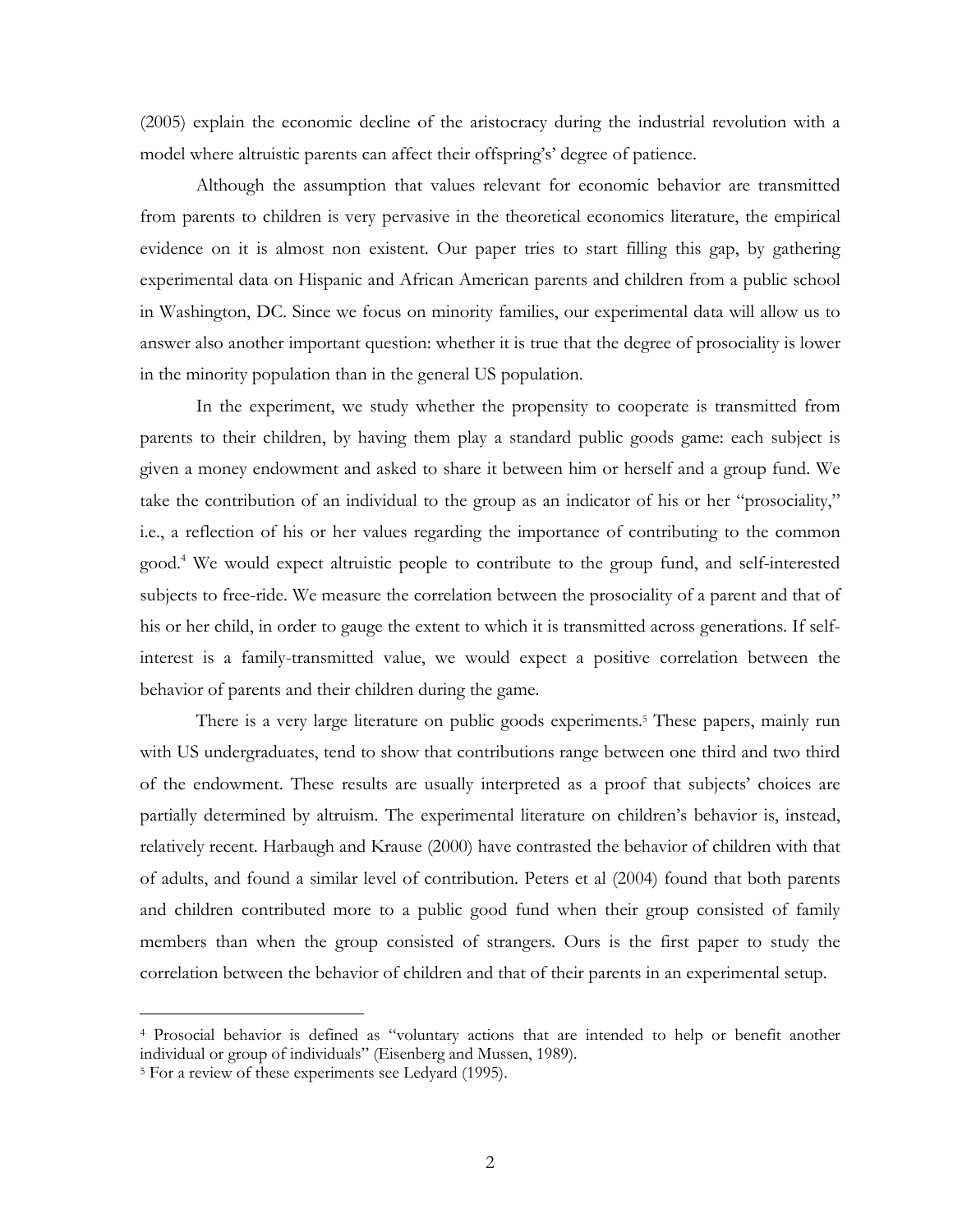(2005) explain the economic decline of the aristocracy during the industrial revolution with a model where altruistic parents can affect their offspring's' degree of patience.

Although the assumption that values relevant for economic behavior are transmitted from parents to children is very pervasive in the theoretical economics literature, the empirical evidence on it is almost non existent. Our paper tries to start filling this gap, by gathering experimental data on Hispanic and African American parents and children from a public school in Washington, DC. Since we focus on minority families, our experimental data will allow us to answer also another important question: whether it is true that the degree of prosociality is lower in the minority population than in the general US population.

In the experiment, we study whether the propensity to cooperate is transmitted from parents to their children, by having them play a standard public goods game: each subject is given a money endowment and asked to share it between him or herself and a group fund. We take the contribution of an individual to the group as an indicator of his or her "prosociality," i.e., a reflection of his or her values regarding the importance of contributing to the common good.[4] We would expect altruistic people to contribute to the group fund, and self-interested subjects to free-ride. We measure the correlation between the prosociality of a parent and that of his or her child, in order to gauge the extent to which it is transmitted across generations. If self-interest is a family-transmitted value, we would expect a positive correlation between the behavior of parents and their children during the game.

There is a very large literature on public goods experiments.[5] These papers, mainly run with US undergraduates, tend to show that contributions range between one third and two third of the endowment. These results are usually interpreted as a proof that subjects' choices are partially determined by altruism. The experimental literature on children's behavior is, instead, relatively recent. Harbaugh and Krause (2000) have contrasted the behavior of children with that of adults, and found a similar level of contribution. Peters et al (2004) found that both parents and children contributed more to a public good fund when their group consisted of family members than when the group consisted of strangers. Ours is the first paper to study the correlation between the behavior of children and that of their parents in an experimental setup.

[4] Prosocial behavior is defined as "voluntary actions that are intended to help or benefit another individual or group of individuals" (Eisenberg and Mussen, 1989).

[5] For a review of these experiments see Ledyard (1995).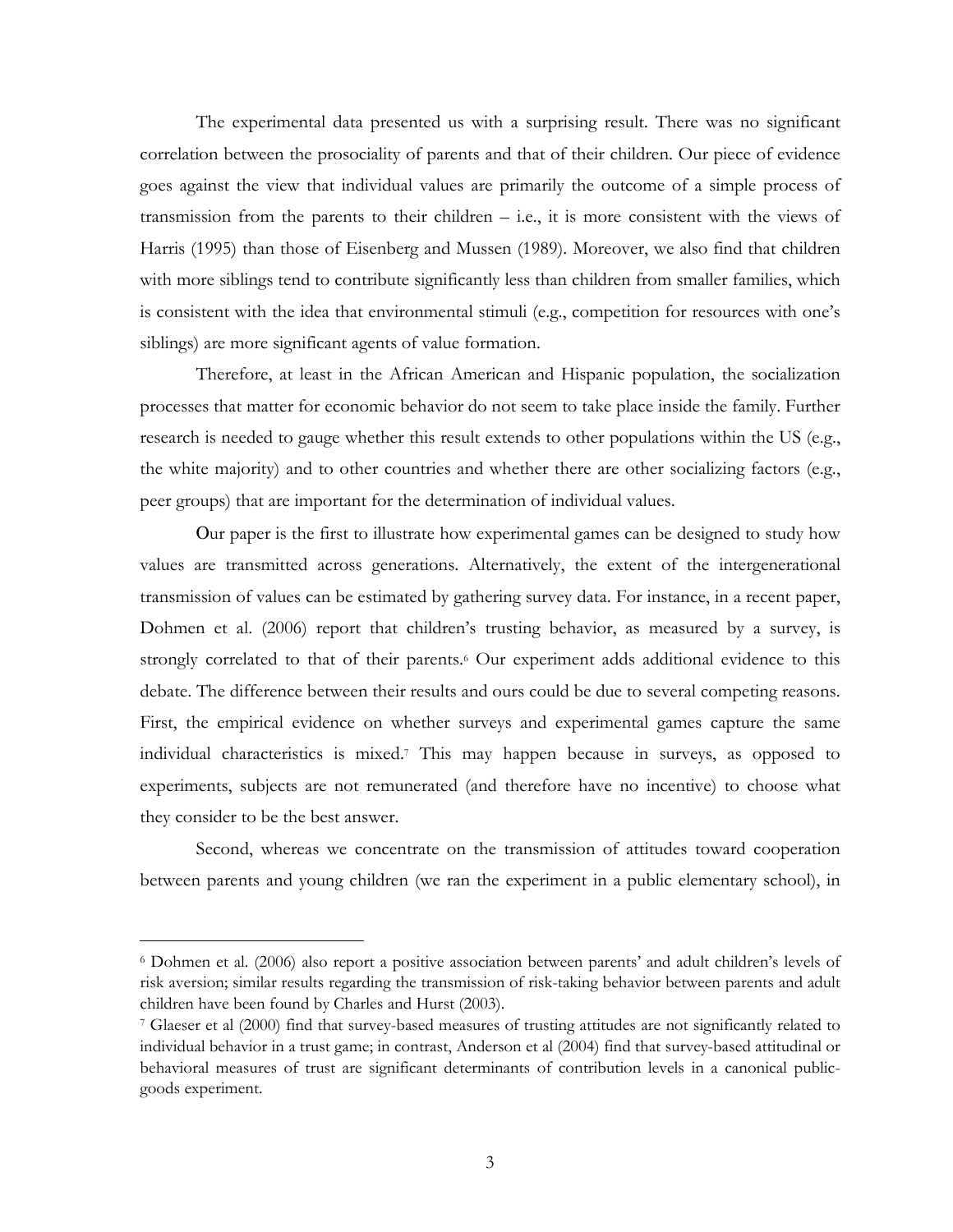The experimental data presented us with a surprising result. There was no significant correlation between the prosociality of parents and that of their children. Our piece of evidence goes against the view that individual values are primarily the outcome of a simple process of transmission from the parents to their children – i.e., it is more consistent with the views of Harris (1995) than those of Eisenberg and Mussen (1989). Moreover, we also find that children with more siblings tend to contribute significantly less than children from smaller families, which is consistent with the idea that environmental stimuli (e.g., competition for resources with one's siblings) are more significant agents of value formation.

Therefore, at least in the African American and Hispanic population, the socialization processes that matter for economic behavior do not seem to take place inside the family. Further research is needed to gauge whether this result extends to other populations within the US (e.g., the white majority) and to other countries and whether there are other socializing factors (e.g., peer groups) that are important for the determination of individual values.

Our paper is the first to illustrate how experimental games can be designed to study how values are transmitted across generations. Alternatively, the extent of the intergenerational transmission of values can be estimated by gathering survey data. For instance, in a recent paper, Dohmen et al. (2006) report that children's trusting behavior, as measured by a survey, is strongly correlated to that of their parents.[6] Our experiment adds additional evidence to this debate. The difference between their results and ours could be due to several competing reasons. First, the empirical evidence on whether surveys and experimental games capture the same individual characteristics is mixed.[7] This may happen because in surveys, as opposed to experiments, subjects are not remunerated (and therefore have no incentive) to choose what they consider to be the best answer.

Second, whereas we concentrate on the transmission of attitudes toward cooperation between parents and young children (we ran the experiment in a public elementary school), in

---

[6] Dohmen et al. (2006) also report a positive association between parents' and adult children's levels of risk aversion; similar results regarding the transmission of risk-taking behavior between parents and adult children have been found by Charles and Hurst (2003).

[7] Glaeser et al (2000) find that survey-based measures of trusting attitudes are not significantly related to individual behavior in a trust game; in contrast, Anderson et al (2004) find that survey-based attitudinal or behavioral measures of trust are significant determinants of contribution levels in a canonical public-goods experiment.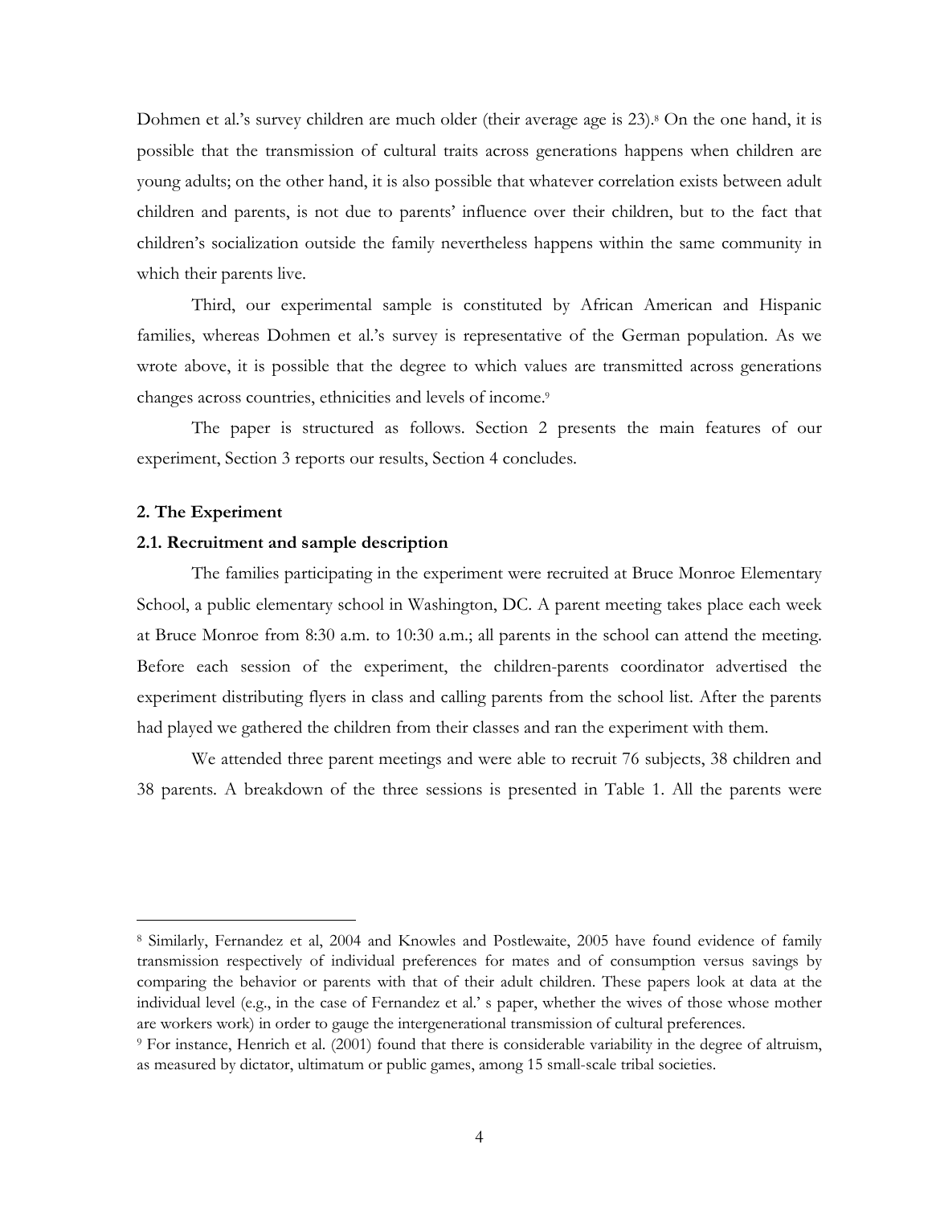Dohmen et al.'s survey children are much older (their average age is 23).[8] On the one hand, it is possible that the transmission of cultural traits across generations happens when children are young adults; on the other hand, it is also possible that whatever correlation exists between adult children and parents, is not due to parents' influence over their children, but to the fact that children's socialization outside the family nevertheless happens within the same community in which their parents live.

Third, our experimental sample is constituted by African American and Hispanic families, whereas Dohmen et al.'s survey is representative of the German population. As we wrote above, it is possible that the degree to which values are transmitted across generations changes across countries, ethnicities and levels of income.[9]

The paper is structured as follows. Section 2 presents the main features of our experiment, Section 3 reports our results, Section 4 concludes.

## 2. The Experiment

### 2.1. Recruitment and sample description

The families participating in the experiment were recruited at Bruce Monroe Elementary School, a public elementary school in Washington, DC. A parent meeting takes place each week at Bruce Monroe from 8:30 a.m. to 10:30 a.m.; all parents in the school can attend the meeting. Before each session of the experiment, the children-parents coordinator advertised the experiment distributing flyers in class and calling parents from the school list. After the parents had played we gathered the children from their classes and ran the experiment with them.

We attended three parent meetings and were able to recruit 76 subjects, 38 children and 38 parents. A breakdown of the three sessions is presented in Table 1. All the parents were

---

[8] Similarly, Fernandez et al, 2004 and Knowles and Postlewaite, 2005 have found evidence of family transmission respectively of individual preferences for mates and of consumption versus savings by comparing the behavior or parents with that of their adult children. These papers look at data at the individual level (e.g., in the case of Fernandez et al.' s paper, whether the wives of those whose mother are workers work) in order to gauge the intergenerational transmission of cultural preferences.

[9] For instance, Henrich et al. (2001) found that there is considerable variability in the degree of altruism, as measured by dictator, ultimatum or public games, among 15 small-scale tribal societies.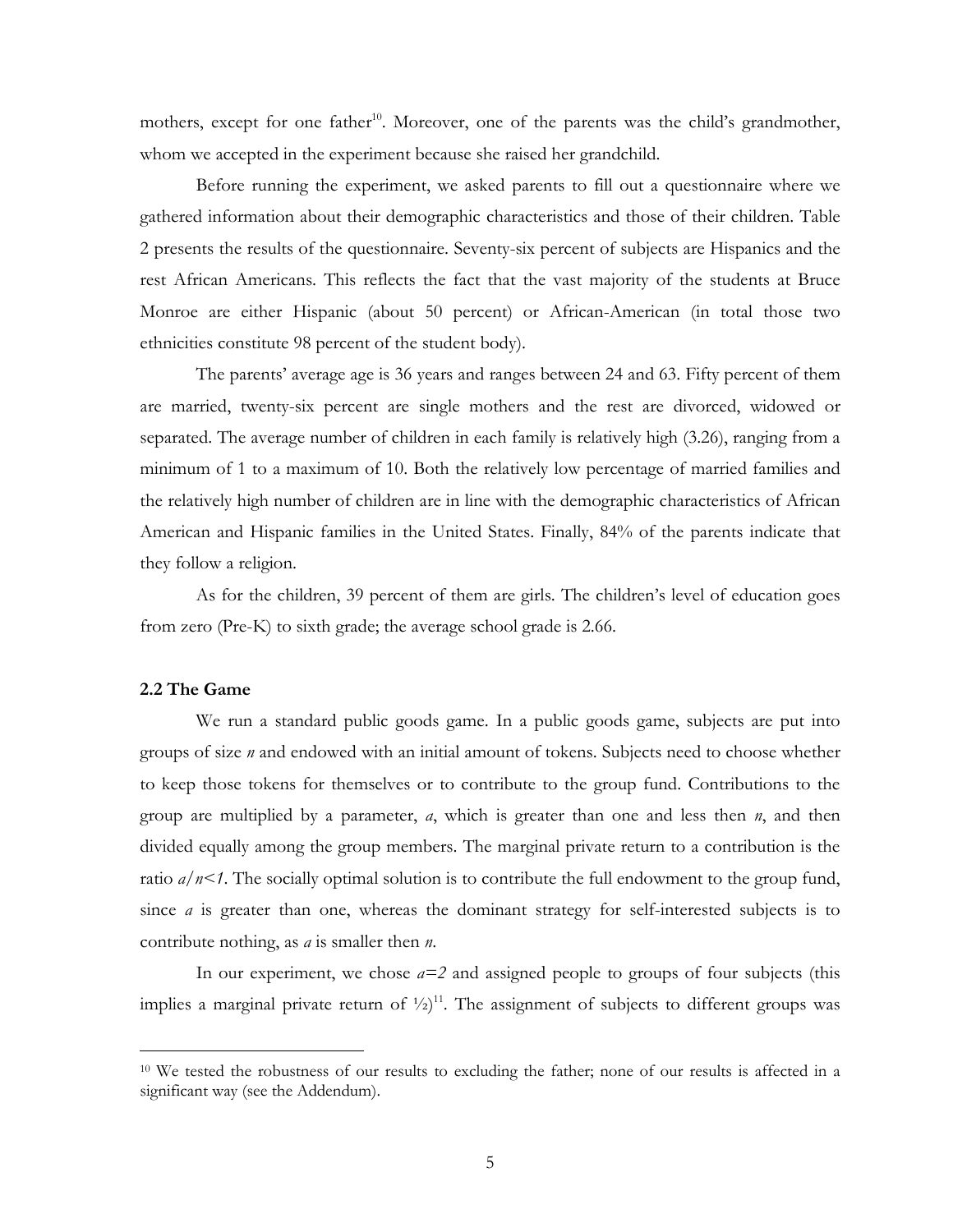mothers, except for one father[10]. Moreover, one of the parents was the child's grandmother, whom we accepted in the experiment because she raised her grandchild.

Before running the experiment, we asked parents to fill out a questionnaire where we gathered information about their demographic characteristics and those of their children. Table 2 presents the results of the questionnaire. Seventy-six percent of subjects are Hispanics and the rest African Americans. This reflects the fact that the vast majority of the students at Bruce Monroe are either Hispanic (about 50 percent) or African-American (in total those two ethnicities constitute 98 percent of the student body).

The parents' average age is 36 years and ranges between 24 and 63. Fifty percent of them are married, twenty-six percent are single mothers and the rest are divorced, widowed or separated. The average number of children in each family is relatively high (3.26), ranging from a minimum of 1 to a maximum of 10. Both the relatively low percentage of married families and the relatively high number of children are in line with the demographic characteristics of African American and Hispanic families in the United States. Finally, 84% of the parents indicate that they follow a religion.

As for the children, 39 percent of them are girls. The children's level of education goes from zero (Pre-K) to sixth grade; the average school grade is 2.66.

### 2.2 The Game

We run a standard public goods game. In a public goods game, subjects are put into groups of size $n$ and endowed with an initial amount of tokens. Subjects need to choose whether to keep those tokens for themselves or to contribute to the group fund. Contributions to the group are multiplied by a parameter, $a$, which is greater than one and less then $n$, and then divided equally among the group members. The marginal private return to a contribution is the ratio $a/n<1$. The socially optimal solution is to contribute the full endowment to the group fund, since $a$ is greater than one, whereas the dominant strategy for self-interested subjects is to contribute nothing, as $a$ is smaller then $n$.

In our experiment, we chose $a=2$ and assigned people to groups of four subjects (this implies a marginal private return of ½)[11]. The assignment of subjects to different groups was

---

[10] We tested the robustness of our results to excluding the father; none of our results is affected in a significant way (see the Addendum).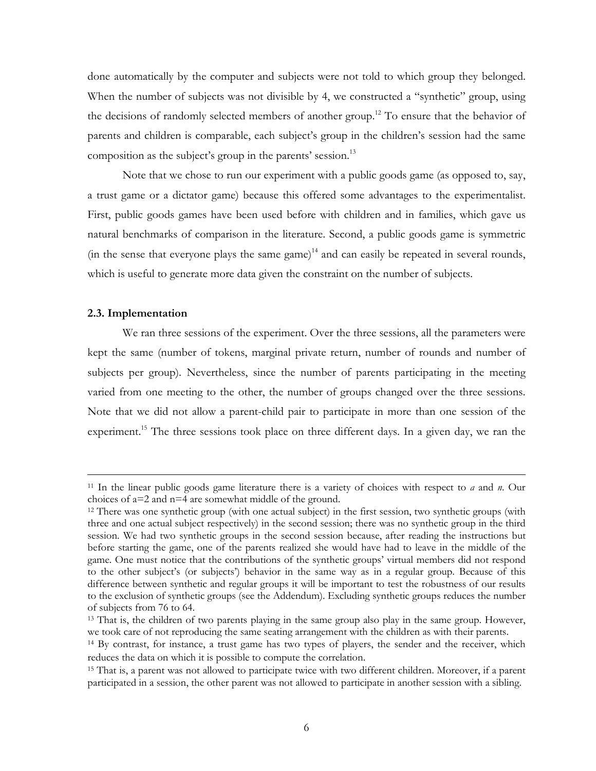done automatically by the computer and subjects were not told to which group they belonged. When the number of subjects was not divisible by 4, we constructed a "synthetic" group, using the decisions of randomly selected members of another group.[12] To ensure that the behavior of parents and children is comparable, each subject's group in the children's session had the same composition as the subject's group in the parents' session.[13]

Note that we chose to run our experiment with a public goods game (as opposed to, say, a trust game or a dictator game) because this offered some advantages to the experimentalist. First, public goods games have been used before with children and in families, which gave us natural benchmarks of comparison in the literature. Second, a public goods game is symmetric (in the sense that everyone plays the same game)[14] and can easily be repeated in several rounds, which is useful to generate more data given the constraint on the number of subjects.

### 2.3. Implementation

We ran three sessions of the experiment. Over the three sessions, all the parameters were kept the same (number of tokens, marginal private return, number of rounds and number of subjects per group). Nevertheless, since the number of parents participating in the meeting varied from one meeting to the other, the number of groups changed over the three sessions. Note that we did not allow a parent-child pair to participate in more than one session of the experiment.[15] The three sessions took place on three different days. In a given day, we ran the

---

[11] In the linear public goods game literature there is a variety of choices with respect to *a* and *n*. Our choices of $a=2$ and $n=4$ are somewhat middle of the ground.

[12] There was one synthetic group (with one actual subject) in the first session, two synthetic groups (with three and one actual subject respectively) in the second session; there was no synthetic group in the third session. We had two synthetic groups in the second session because, after reading the instructions but before starting the game, one of the parents realized she would have had to leave in the middle of the game. One must notice that the contributions of the synthetic groups' virtual members did not respond to the other subject's (or subjects') behavior in the same way as in a regular group. Because of this difference between synthetic and regular groups it will be important to test the robustness of our results to the exclusion of synthetic groups (see the Addendum). Excluding synthetic groups reduces the number of subjects from 76 to 64.

[13] That is, the children of two parents playing in the same group also play in the same group. However, we took care of not reproducing the same seating arrangement with the children as with their parents.

[14] By contrast, for instance, a trust game has two types of players, the sender and the receiver, which reduces the data on which it is possible to compute the correlation.

[15] That is, a parent was not allowed to participate twice with two different children. Moreover, if a parent participated in a session, the other parent was not allowed to participate in another session with a sibling.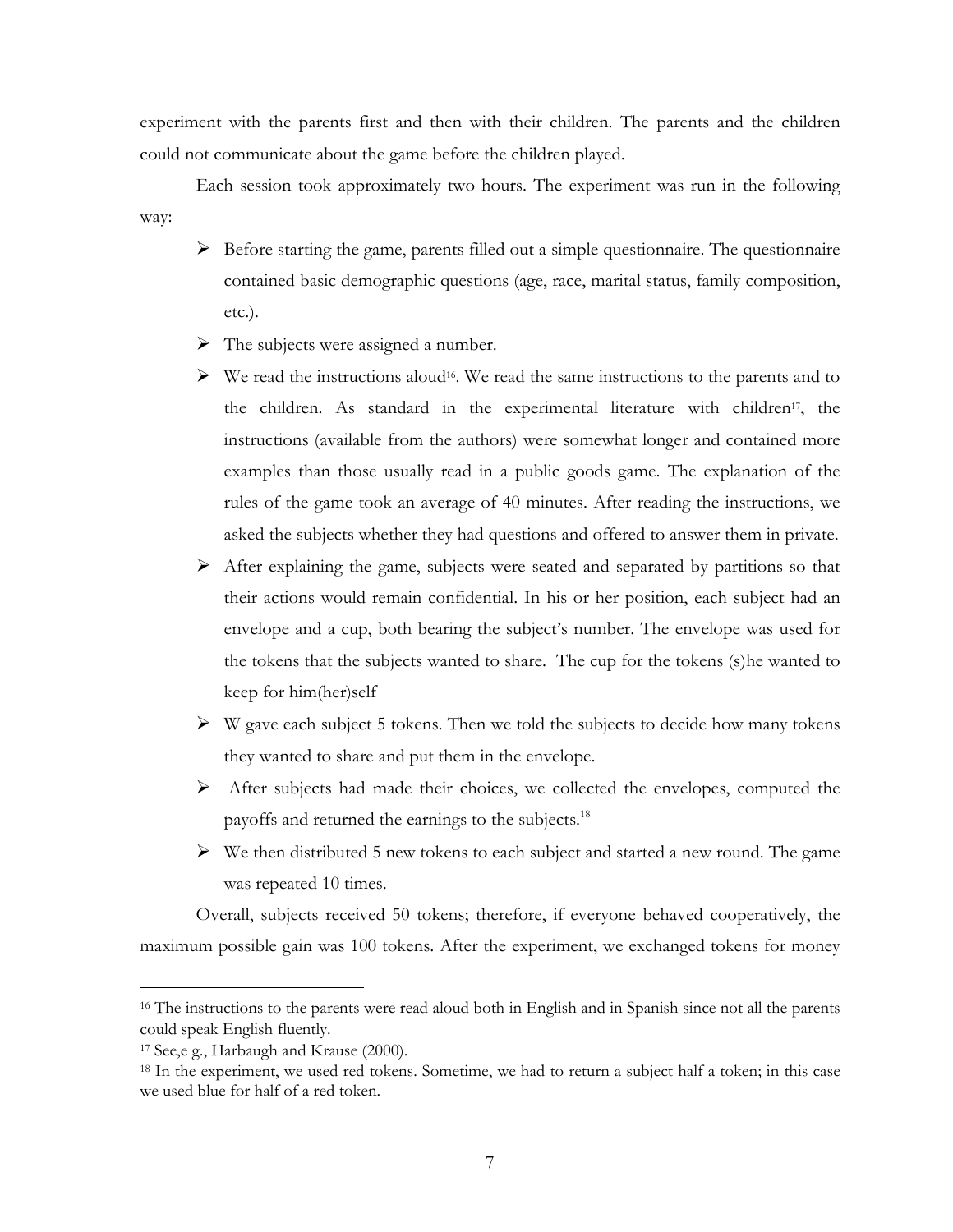experiment with the parents first and then with their children. The parents and the children could not communicate about the game before the children played.

Each session took approximately two hours. The experiment was run in the following way:

- Before starting the game, parents filled out a simple questionnaire. The questionnaire contained basic demographic questions (age, race, marital status, family composition, etc.).
- The subjects were assigned a number.
- We read the instructions aloud[16]. We read the same instructions to the parents and to the children. As standard in the experimental literature with children[17], the instructions (available from the authors) were somewhat longer and contained more examples than those usually read in a public goods game. The explanation of the rules of the game took an average of 40 minutes. After reading the instructions, we asked the subjects whether they had questions and offered to answer them in private.
- After explaining the game, subjects were seated and separated by partitions so that their actions would remain confidential. In his or her position, each subject had an envelope and a cup, both bearing the subject's number. The envelope was used for the tokens that the subjects wanted to share. The cup for the tokens (s)he wanted to keep for him(her)self
- W gave each subject 5 tokens. Then we told the subjects to decide how many tokens they wanted to share and put them in the envelope.
- After subjects had made their choices, we collected the envelopes, computed the payoffs and returned the earnings to the subjects.[18]
- We then distributed 5 new tokens to each subject and started a new round. The game was repeated 10 times.

Overall, subjects received 50 tokens; therefore, if everyone behaved cooperatively, the maximum possible gain was 100 tokens. After the experiment, we exchanged tokens for money

---

[16] The instructions to the parents were read aloud both in English and in Spanish since not all the parents could speak English fluently.

[17] See,e g., Harbaugh and Krause (2000).

[18] In the experiment, we used red tokens. Sometime, we had to return a subject half a token; in this case we used blue for half of a red token.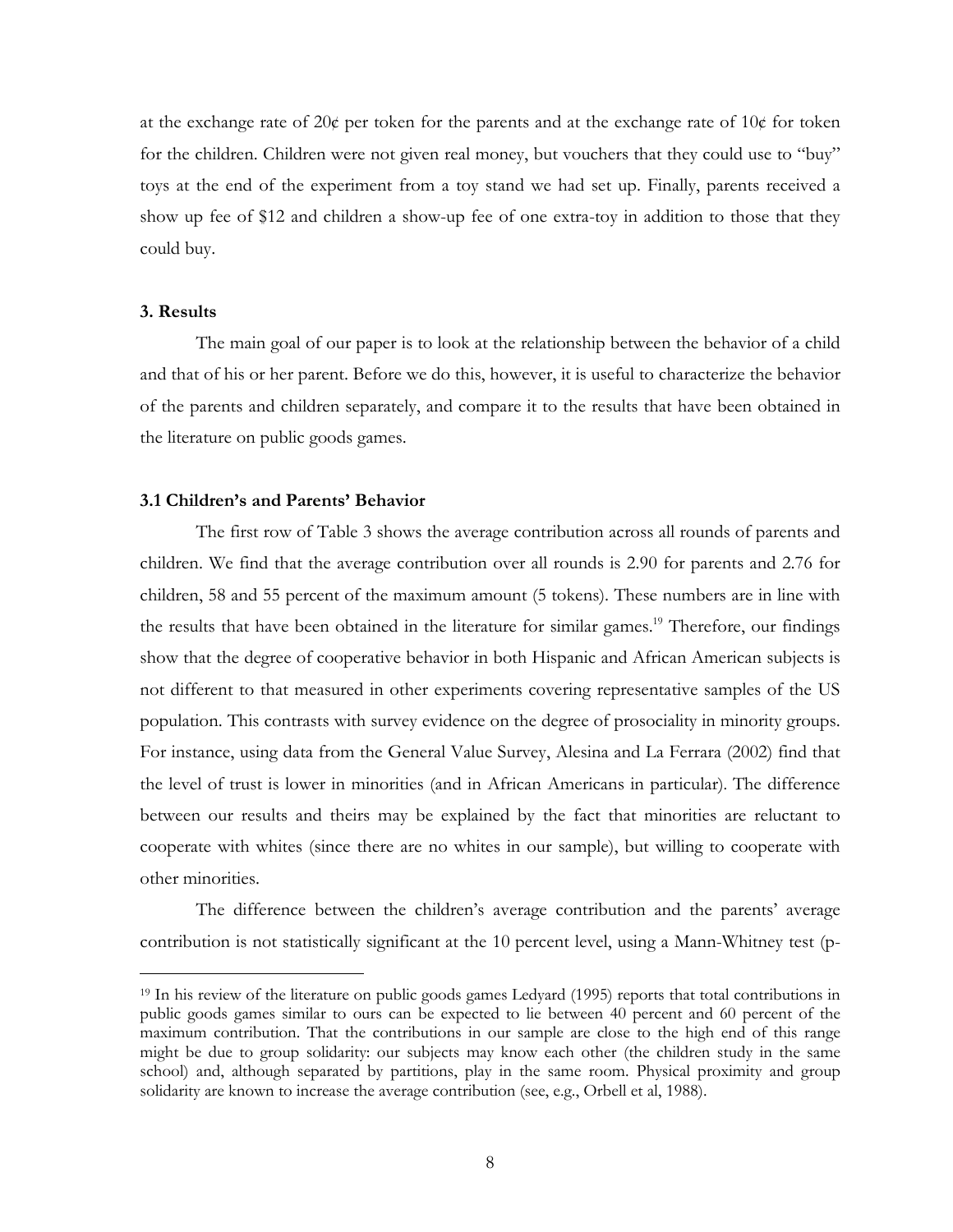at the exchange rate of 20¢ per token for the parents and at the exchange rate of 10¢ for token for the children. Children were not given real money, but vouchers that they could use to "buy" toys at the end of the experiment from a toy stand we had set up. Finally, parents received a show up fee of $12 and children a show-up fee of one extra-toy in addition to those that they could buy.

### 3. Results

The main goal of our paper is to look at the relationship between the behavior of a child and that of his or her parent. Before we do this, however, it is useful to characterize the behavior of the parents and children separately, and compare it to the results that have been obtained in the literature on public goods games.

### 3.1 Children's and Parents' Behavior

The first row of Table 3 shows the average contribution across all rounds of parents and children. We find that the average contribution over all rounds is 2.90 for parents and 2.76 for children, 58 and 55 percent of the maximum amount (5 tokens). These numbers are in line with the results that have been obtained in the literature for similar games.[19] Therefore, our findings show that the degree of cooperative behavior in both Hispanic and African American subjects is not different to that measured in other experiments covering representative samples of the US population. This contrasts with survey evidence on the degree of prosociality in minority groups. For instance, using data from the General Value Survey, Alesina and La Ferrara (2002) find that the level of trust is lower in minorities (and in African Americans in particular). The difference between our results and theirs may be explained by the fact that minorities are reluctant to cooperate with whites (since there are no whites in our sample), but willing to cooperate with other minorities.

The difference between the children's average contribution and the parents' average contribution is not statistically significant at the 10 percent level, using a Mann-Whitney test (p-

---

[19] In his review of the literature on public goods games Ledyard (1995) reports that total contributions in public goods games similar to ours can be expected to lie between 40 percent and 60 percent of the maximum contribution. That the contributions in our sample are close to the high end of this range might be due to group solidarity: our subjects may know each other (the children study in the same school) and, although separated by partitions, play in the same room. Physical proximity and group solidarity are known to increase the average contribution (see, e.g., Orbell et al, 1988).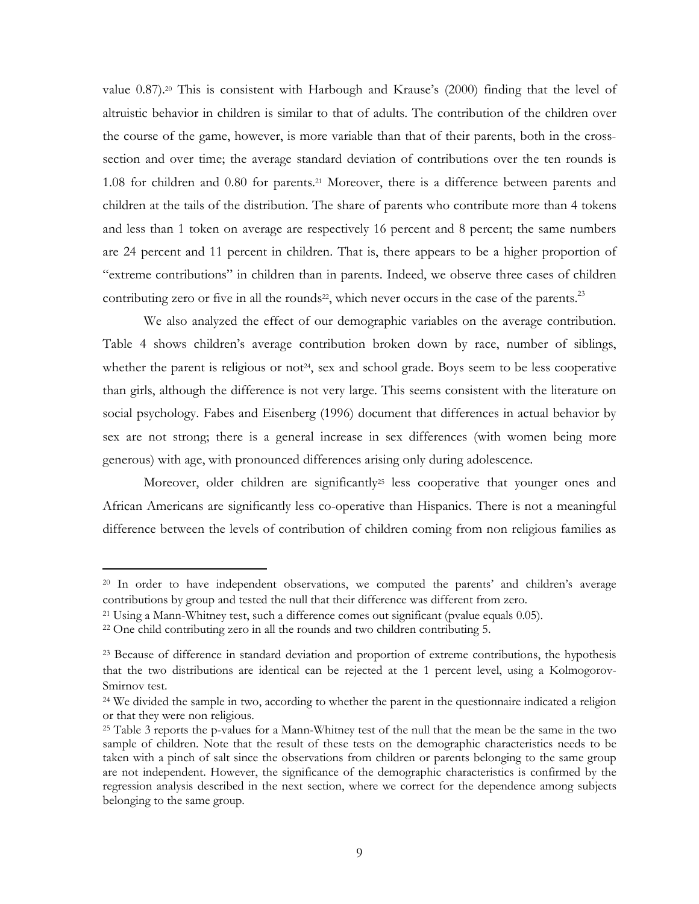value 0.87).[20] This is consistent with Harbough and Krause's (2000) finding that the level of altruistic behavior in children is similar to that of adults. The contribution of the children over the course of the game, however, is more variable than that of their parents, both in the cross-section and over time; the average standard deviation of contributions over the ten rounds is 1.08 for children and 0.80 for parents.[21] Moreover, there is a difference between parents and children at the tails of the distribution. The share of parents who contribute more than 4 tokens and less than 1 token on average are respectively 16 percent and 8 percent; the same numbers are 24 percent and 11 percent in children. That is, there appears to be a higher proportion of "extreme contributions" in children than in parents. Indeed, we observe three cases of children contributing zero or five in all the rounds[22], which never occurs in the case of the parents.[23]

We also analyzed the effect of our demographic variables on the average contribution. Table 4 shows children's average contribution broken down by race, number of siblings, whether the parent is religious or not[24], sex and school grade. Boys seem to be less cooperative than girls, although the difference is not very large. This seems consistent with the literature on social psychology. Fabes and Eisenberg (1996) document that differences in actual behavior by sex are not strong; there is a general increase in sex differences (with women being more generous) with age, with pronounced differences arising only during adolescence.

Moreover, older children are significantly[25] less cooperative that younger ones and African Americans are significantly less co-operative than Hispanics. There is not a meaningful difference between the levels of contribution of children coming from non religious families as

---

[20] In order to have independent observations, we computed the parents' and children's average contributions by group and tested the null that their difference was different from zero.

[21] Using a Mann-Whitney test, such a difference comes out significant (pvalue equals 0.05).

[22] One child contributing zero in all the rounds and two children contributing 5.

[23] Because of difference in standard deviation and proportion of extreme contributions, the hypothesis that the two distributions are identical can be rejected at the 1 percent level, using a Kolmogorov-Smirnov test.

[24] We divided the sample in two, according to whether the parent in the questionnaire indicated a religion or that they were non religious.

[25] Table 3 reports the p-values for a Mann-Whitney test of the null that the mean be the same in the two sample of children. Note that the result of these tests on the demographic characteristics needs to be taken with a pinch of salt since the observations from children or parents belonging to the same group are not independent. However, the significance of the demographic characteristics is confirmed by the regression analysis described in the next section, where we correct for the dependence among subjects belonging to the same group.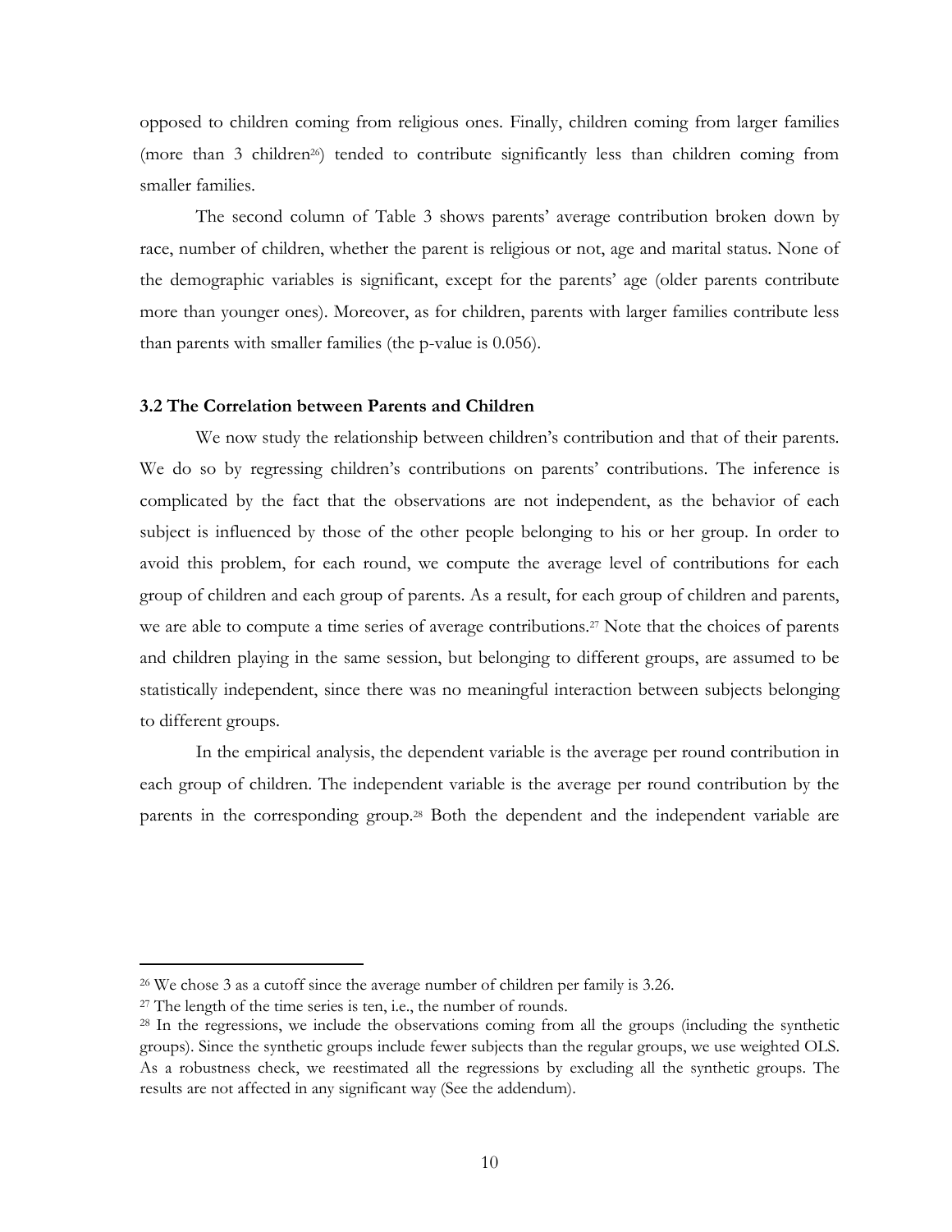opposed to children coming from religious ones. Finally, children coming from larger families (more than 3 children[26]) tended to contribute significantly less than children coming from smaller families.

The second column of Table 3 shows parents' average contribution broken down by race, number of children, whether the parent is religious or not, age and marital status. None of the demographic variables is significant, except for the parents' age (older parents contribute more than younger ones). Moreover, as for children, parents with larger families contribute less than parents with smaller families (the p-value is 0.056).

### 3.2 The Correlation between Parents and Children

We now study the relationship between children's contribution and that of their parents. We do so by regressing children's contributions on parents' contributions. The inference is complicated by the fact that the observations are not independent, as the behavior of each subject is influenced by those of the other people belonging to his or her group. In order to avoid this problem, for each round, we compute the average level of contributions for each group of children and each group of parents. As a result, for each group of children and parents, we are able to compute a time series of average contributions.[27] Note that the choices of parents and children playing in the same session, but belonging to different groups, are assumed to be statistically independent, since there was no meaningful interaction between subjects belonging to different groups.

In the empirical analysis, the dependent variable is the average per round contribution in each group of children. The independent variable is the average per round contribution by the parents in the corresponding group.[28] Both the dependent and the independent variable are

---

[26] We chose 3 as a cutoff since the average number of children per family is 3.26.

[27] The length of the time series is ten, i.e., the number of rounds.

[28] In the regressions, we include the observations coming from all the groups (including the synthetic groups). Since the synthetic groups include fewer subjects than the regular groups, we use weighted OLS. As a robustness check, we reestimated all the regressions by excluding all the synthetic groups. The results are not affected in any significant way (See the addendum).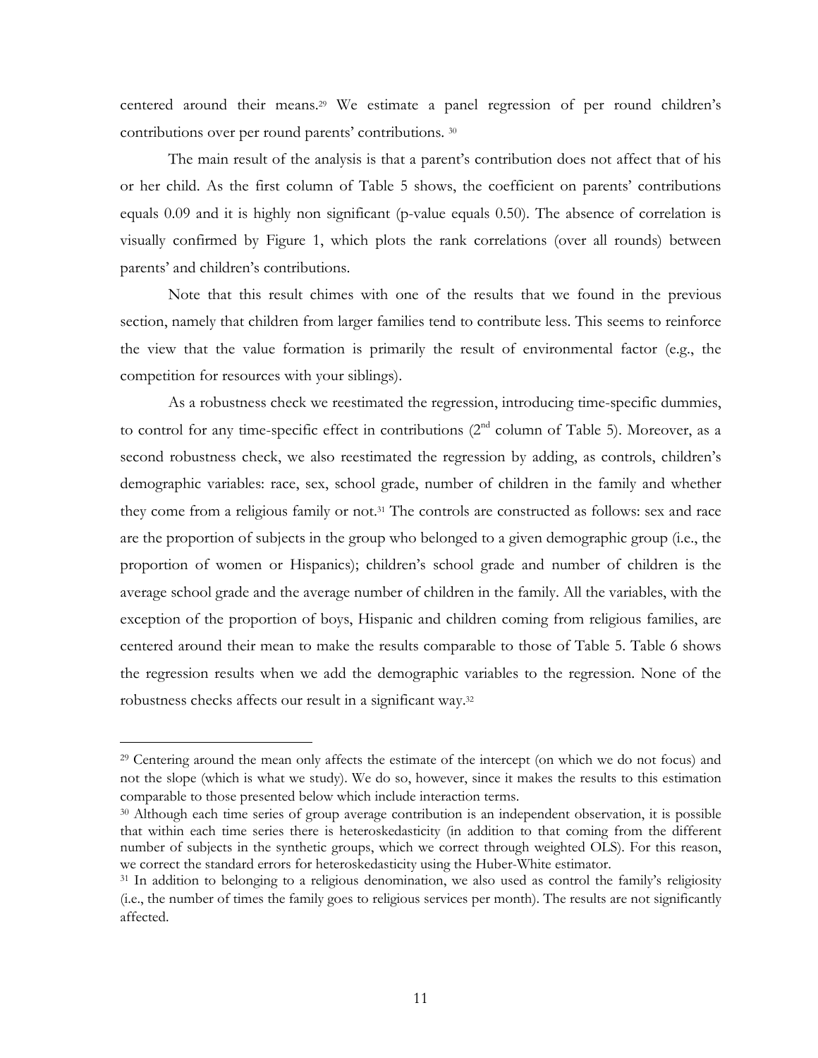centered around their means.[29] We estimate a panel regression of per round children's contributions over per round parents' contributions. [30]

The main result of the analysis is that a parent's contribution does not affect that of his or her child. As the first column of Table 5 shows, the coefficient on parents' contributions equals 0.09 and it is highly non significant (p-value equals 0.50). The absence of correlation is visually confirmed by Figure 1, which plots the rank correlations (over all rounds) between parents' and children's contributions.

Note that this result chimes with one of the results that we found in the previous section, namely that children from larger families tend to contribute less. This seems to reinforce the view that the value formation is primarily the result of environmental factor (e.g., the competition for resources with your siblings).

As a robustness check we reestimated the regression, introducing time-specific dummies, to control for any time-specific effect in contributions (2nd column of Table 5). Moreover, as a second robustness check, we also reestimated the regression by adding, as controls, children's demographic variables: race, sex, school grade, number of children in the family and whether they come from a religious family or not.[31] The controls are constructed as follows: sex and race are the proportion of subjects in the group who belonged to a given demographic group (i.e., the proportion of women or Hispanics); children's school grade and number of children is the average school grade and the average number of children in the family. All the variables, with the exception of the proportion of boys, Hispanic and children coming from religious families, are centered around their mean to make the results comparable to those of Table 5. Table 6 shows the regression results when we add the demographic variables to the regression. None of the robustness checks affects our result in a significant way.[32]

---

[29] Centering around the mean only affects the estimate of the intercept (on which we do not focus) and not the slope (which is what we study). We do so, however, since it makes the results to this estimation comparable to those presented below which include interaction terms.

[30] Although each time series of group average contribution is an independent observation, it is possible that within each time series there is heteroskedasticity (in addition to that coming from the different number of subjects in the synthetic groups, which we correct through weighted OLS). For this reason, we correct the standard errors for heteroskedasticity using the Huber-White estimator.

[31] In addition to belonging to a religious denomination, we also used as control the family's religiosity (i.e., the number of times the family goes to religious services per month). The results are not significantly affected.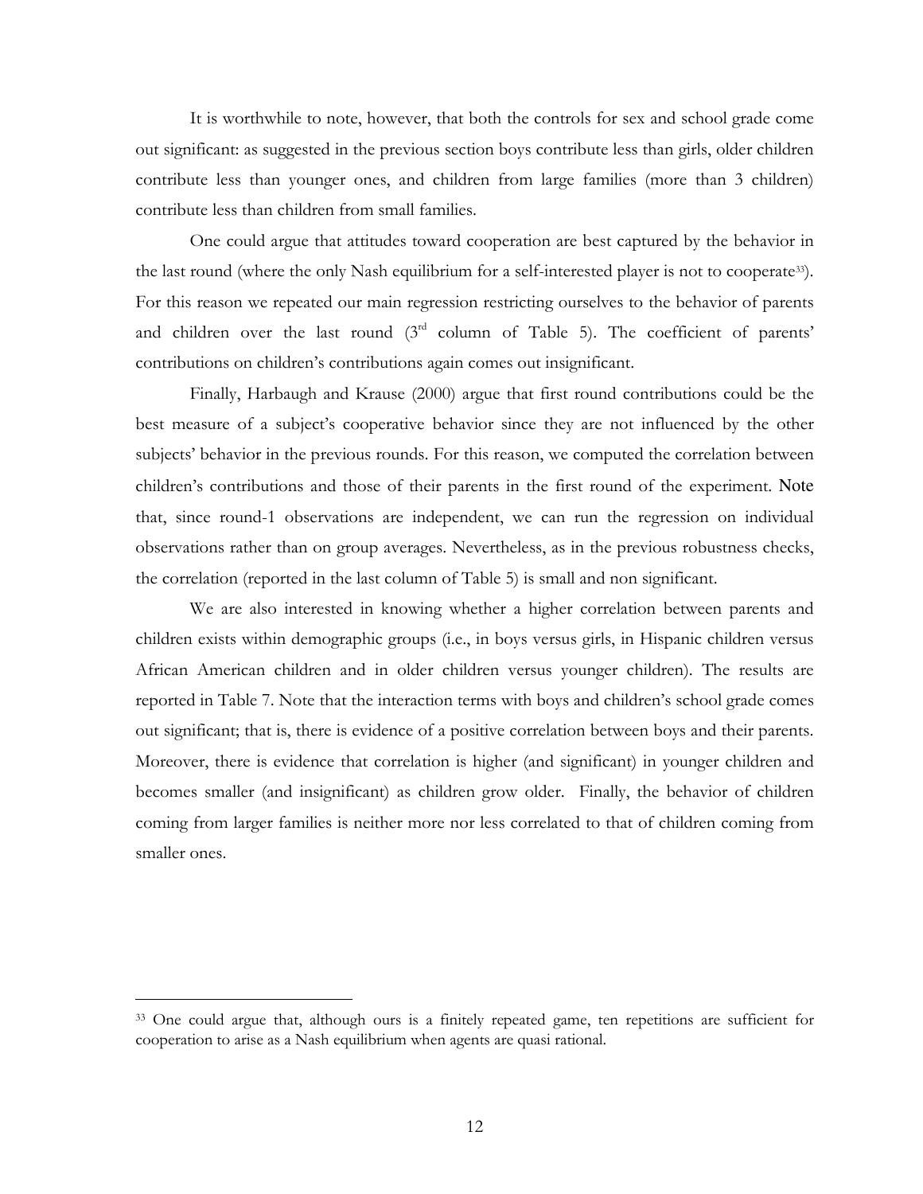It is worthwhile to note, however, that both the controls for sex and school grade come out significant: as suggested in the previous section boys contribute less than girls, older children contribute less than younger ones, and children from large families (more than 3 children) contribute less than children from small families.

One could argue that attitudes toward cooperation are best captured by the behavior in the last round (where the only Nash equilibrium for a self-interested player is not to cooperate[33]). For this reason we repeated our main regression restricting ourselves to the behavior of parents and children over the last round (3[rd] column of Table 5). The coefficient of parents' contributions on children's contributions again comes out insignificant.

Finally, Harbaugh and Krause (2000) argue that first round contributions could be the best measure of a subject's cooperative behavior since they are not influenced by the other subjects' behavior in the previous rounds. For this reason, we computed the correlation between children's contributions and those of their parents in the first round of the experiment. Note that, since round-1 observations are independent, we can run the regression on individual observations rather than on group averages. Nevertheless, as in the previous robustness checks, the correlation (reported in the last column of Table 5) is small and non significant.

We are also interested in knowing whether a higher correlation between parents and children exists within demographic groups (i.e., in boys versus girls, in Hispanic children versus African American children and in older children versus younger children). The results are reported in Table 7. Note that the interaction terms with boys and children's school grade comes out significant; that is, there is evidence of a positive correlation between boys and their parents. Moreover, there is evidence that correlation is higher (and significant) in younger children and becomes smaller (and insignificant) as children grow older. Finally, the behavior of children coming from larger families is neither more nor less correlated to that of children coming from smaller ones.

---

[33] One could argue that, although ours is a finitely repeated game, ten repetitions are sufficient for cooperation to arise as a Nash equilibrium when agents are quasi rational.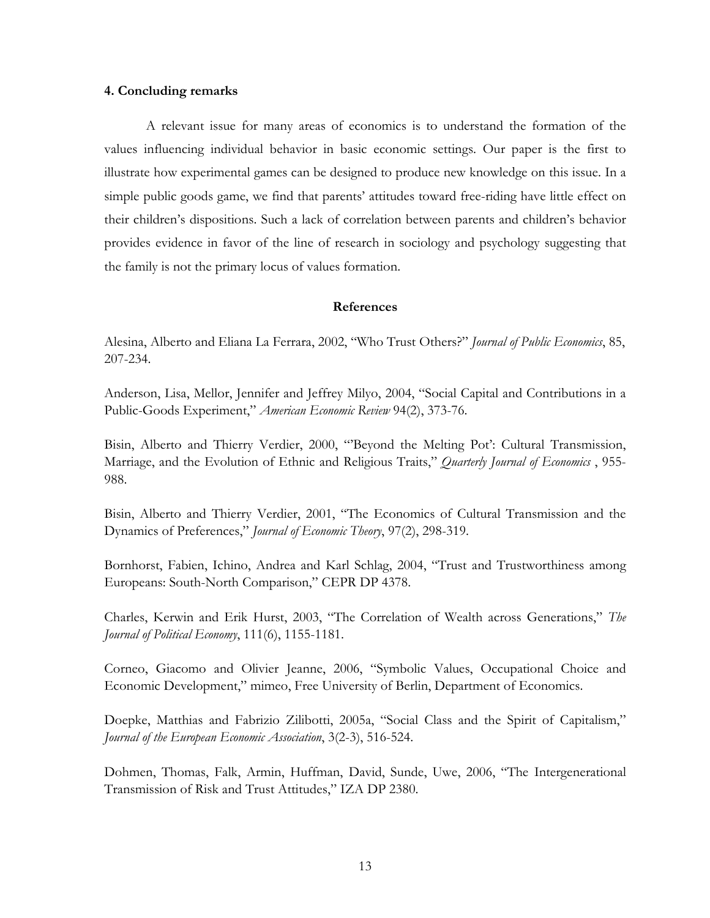## 4. Concluding remarks

A relevant issue for many areas of economics is to understand the formation of the values influencing individual behavior in basic economic settings. Our paper is the first to illustrate how experimental games can be designed to produce new knowledge on this issue. In a simple public goods game, we find that parents' attitudes toward free-riding have little effect on their children's dispositions. Such a lack of correlation between parents and children's behavior provides evidence in favor of the line of research in sociology and psychology suggesting that the family is not the primary locus of values formation.

## References

Alesina, Alberto and Eliana La Ferrara, 2002, "Who Trust Others?" *Journal of Public Economics*, 85, 207-234.

Anderson, Lisa, Mellor, Jennifer and Jeffrey Milyo, 2004, "Social Capital and Contributions in a Public-Goods Experiment," *American Economic Review* 94(2), 373-76.

Bisin, Alberto and Thierry Verdier, 2000, "'Beyond the Melting Pot': Cultural Transmission, Marriage, and the Evolution of Ethnic and Religious Traits," *Quarterly Journal of Economics* , 955-988.

Bisin, Alberto and Thierry Verdier, 2001, "The Economics of Cultural Transmission and the Dynamics of Preferences," *Journal of Economic Theory*, 97(2), 298-319.

Bornhorst, Fabien, Ichino, Andrea and Karl Schlag, 2004, "Trust and Trustworthiness among Europeans: South-North Comparison," CEPR DP 4378.

Charles, Kerwin and Erik Hurst, 2003, "The Correlation of Wealth across Generations," *The Journal of Political Economy*, 111(6), 1155-1181.

Corneo, Giacomo and Olivier Jeanne, 2006, "Symbolic Values, Occupational Choice and Economic Development," mimeo, Free University of Berlin, Department of Economics.

Doepke, Matthias and Fabrizio Zilibotti, 2005a, "Social Class and the Spirit of Capitalism," *Journal of the European Economic Association*, 3(2-3), 516-524.

Dohmen, Thomas, Falk, Armin, Huffman, David, Sunde, Uwe, 2006, "The Intergenerational Transmission of Risk and Trust Attitudes," IZA DP 2380.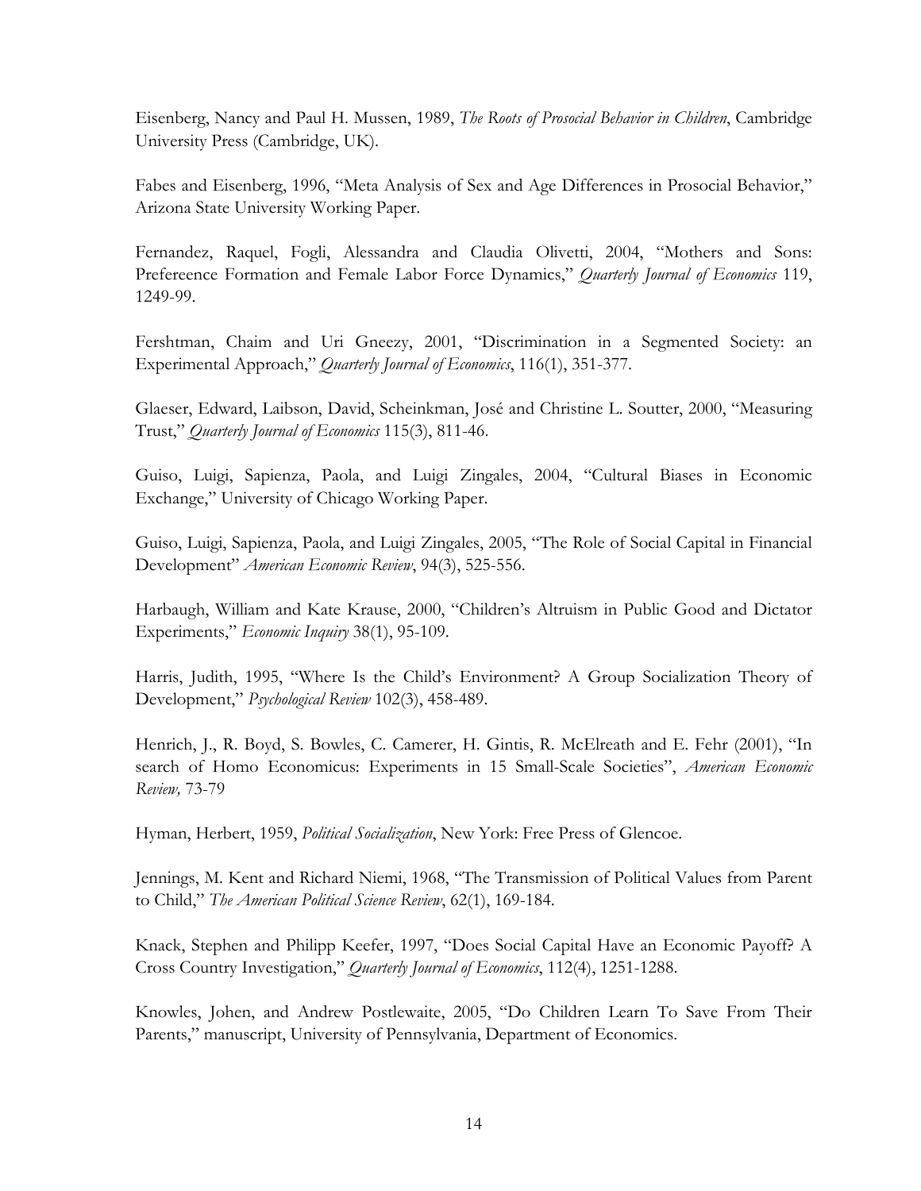Eisenberg, Nancy and Paul H. Mussen, 1989, *The Roots of Prosocial Behavior in Children*, Cambridge University Press (Cambridge, UK).

Fabes and Eisenberg, 1996, "Meta Analysis of Sex and Age Differences in Prosocial Behavior," Arizona State University Working Paper.

Fernandez, Raquel, Fogli, Alessandra and Claudia Olivetti, 2004, "Mothers and Sons: Prefereence Formation and Female Labor Force Dynamics," *Quarterly Journal of Economics* 119, 1249-99.

Fershtman, Chaim and Uri Gneezy, 2001, "Discrimination in a Segmented Society: an Experimental Approach," *Quarterly Journal of Economics*, 116(1), 351-377.

Glaeser, Edward, Laibson, David, Scheinkman, José and Christine L. Soutter, 2000, "Measuring Trust," *Quarterly Journal of Economics* 115(3), 811-46.

Guiso, Luigi, Sapienza, Paola, and Luigi Zingales, 2004, "Cultural Biases in Economic Exchange," University of Chicago Working Paper.

Guiso, Luigi, Sapienza, Paola, and Luigi Zingales, 2005, "The Role of Social Capital in Financial Development" *American Economic Review*, 94(3), 525-556.

Harbaugh, William and Kate Krause, 2000, "Children's Altruism in Public Good and Dictator Experiments," *Economic Inquiry* 38(1), 95-109.

Harris, Judith, 1995, "Where Is the Child's Environment? A Group Socialization Theory of Development," *Psychological Review* 102(3), 458-489.

Henrich, J., R. Boyd, S. Bowles, C. Camerer, H. Gintis, R. McElreath and E. Fehr (2001), "In search of Homo Economicus: Experiments in 15 Small-Scale Societies", *American Economic Review,* 73-79

Hyman, Herbert, 1959, *Political Socialization*, New York: Free Press of Glencoe.

Jennings, M. Kent and Richard Niemi, 1968, "The Transmission of Political Values from Parent to Child," *The American Political Science Review*, 62(1), 169-184.

Knack, Stephen and Philipp Keefer, 1997, "Does Social Capital Have an Economic Payoff? A Cross Country Investigation," *Quarterly Journal of Economics*, 112(4), 1251-1288.

Knowles, Johen, and Andrew Postlewaite, 2005, "Do Children Learn To Save From Their Parents," manuscript, University of Pennsylvania, Department of Economics.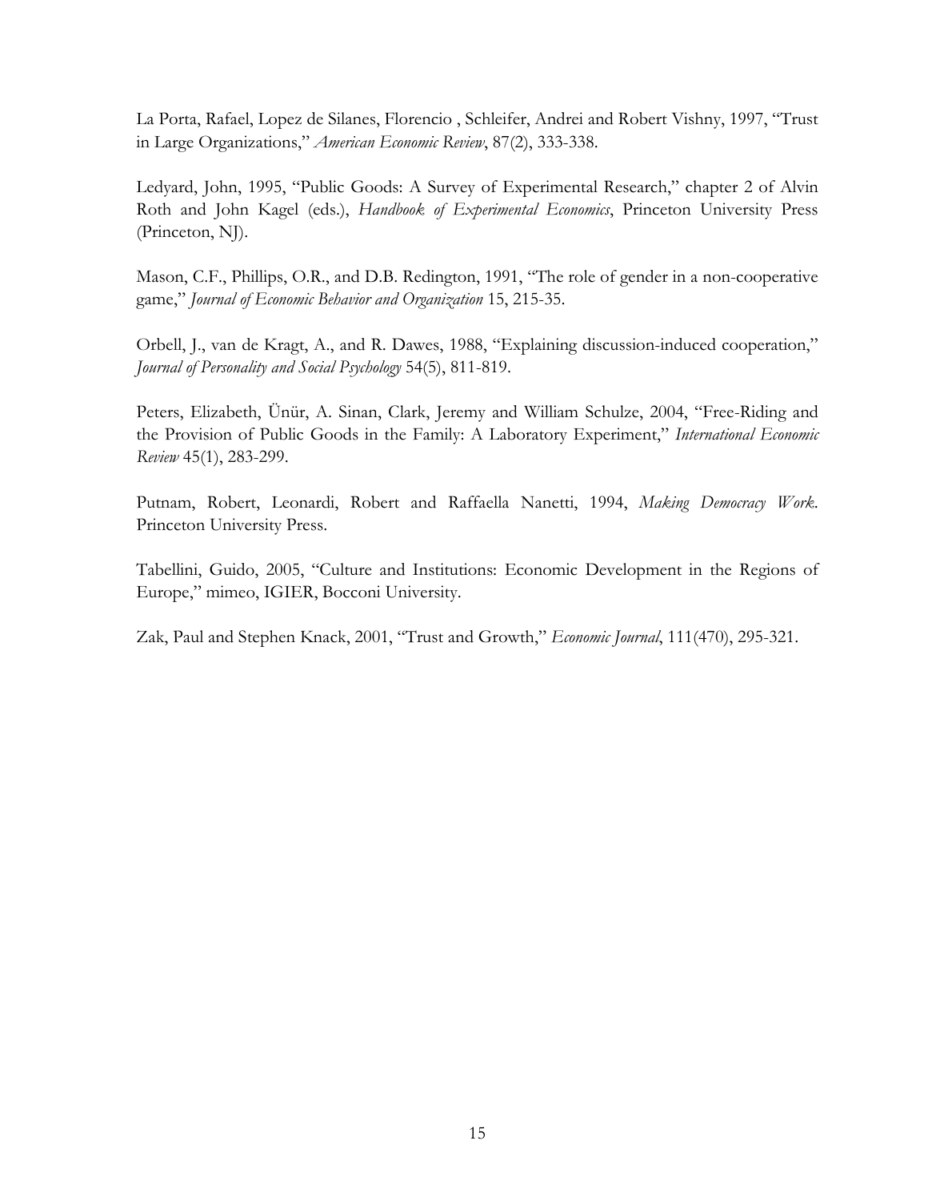La Porta, Rafael, Lopez de Silanes, Florencio , Schleifer, Andrei and Robert Vishny, 1997, "Trust in Large Organizations," *American Economic Review*, 87(2), 333-338.

Ledyard, John, 1995, "Public Goods: A Survey of Experimental Research," chapter 2 of Alvin Roth and John Kagel (eds.), *Handbook of Experimental Economics*, Princeton University Press (Princeton, NJ).

Mason, C.F., Phillips, O.R., and D.B. Redington, 1991, "The role of gender in a non-cooperative game," *Journal of Economic Behavior and Organization* 15, 215-35.

Orbell, J., van de Kragt, A., and R. Dawes, 1988, "Explaining discussion-induced cooperation," *Journal of Personality and Social Psychology* 54(5), 811-819.

Peters, Elizabeth, Ünür, A. Sinan, Clark, Jeremy and William Schulze, 2004, "Free-Riding and the Provision of Public Goods in the Family: A Laboratory Experiment," *International Economic Review* 45(1), 283-299.

Putnam, Robert, Leonardi, Robert and Raffaella Nanetti, 1994, *Making Democracy Work*. Princeton University Press.

Tabellini, Guido, 2005, "Culture and Institutions: Economic Development in the Regions of Europe," mimeo, IGIER, Bocconi University.

Zak, Paul and Stephen Knack, 2001, "Trust and Growth," *Economic Journal*, 111(470), 295-321.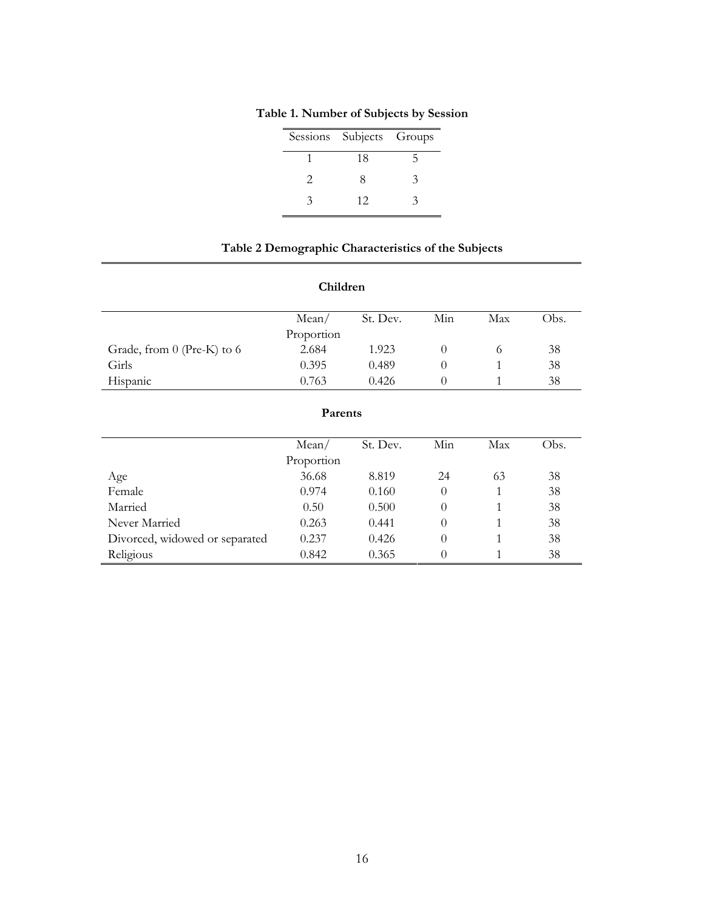**Table 1. Number of Subjects by Session**

| Sessions | Subjects | Groups |
|---|---|---|
| 1 | 18 | 5 |
| 2 | 8 | 3 |
| 3 | 12 | 3 |

**Table 2 Demographic Characteristics of the Subjects**

**Children**

| | Mean/ Proportion | St. Dev. | Min | Max | Obs. |
|---|---|---|---|---|---|
| Grade, from 0 (Pre-K) to 6 | 2.684 | 1.923 | 0 | 6 | 38 |
| Girls | 0.395 | 0.489 | 0 | 1 | 38 |
| Hispanic | 0.763 | 0.426 | 0 | 1 | 38 |

**Parents**

| | Mean/ Proportion | St. Dev. | Min | Max | Obs. |
|---|---|---|---|---|---|
| Age | 36.68 | 8.819 | 24 | 63 | 38 |
| Female | 0.974 | 0.160 | 0 | 1 | 38 |
| Married | 0.50 | 0.500 | 0 | 1 | 38 |
| Never Married | 0.263 | 0.441 | 0 | 1 | 38 |
| Divorced, widowed or separated | 0.237 | 0.426 | 0 | 1 | 38 |
| Religious | 0.842 | 0.365 | 0 | 1 | 38 |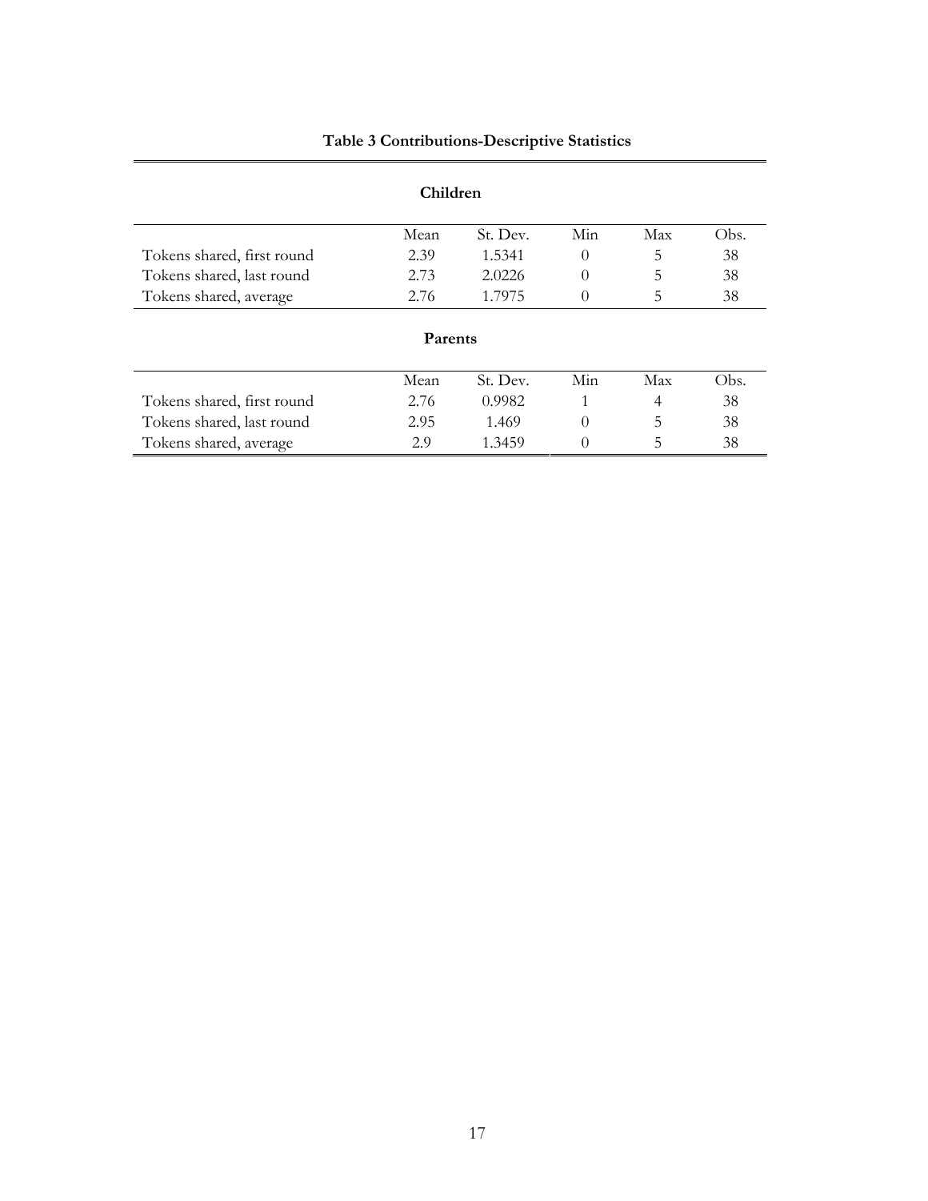**Table 3 Contributions-Descriptive Statistics**

**Children**

| | Mean | St. Dev. | Min | Max | Obs. |
|---|---|---|---|---|---|
| Tokens shared, first round | 2.39 | 1.5341 | 0 | 5 | 38 |
| Tokens shared, last round | 2.73 | 2.0226 | 0 | 5 | 38 |
| Tokens shared, average | 2.76 | 1.7975 | 0 | 5 | 38 |

**Parents**

| | Mean | St. Dev. | Min | Max | Obs. |
|---|---|---|---|---|---|
| Tokens shared, first round | 2.76 | 0.9982 | 1 | 4 | 38 |
| Tokens shared, last round | 2.95 | 1.469 | 0 | 5 | 38 |
| Tokens shared, average | 2.9 | 1.3459 | 0 | 5 | 38 |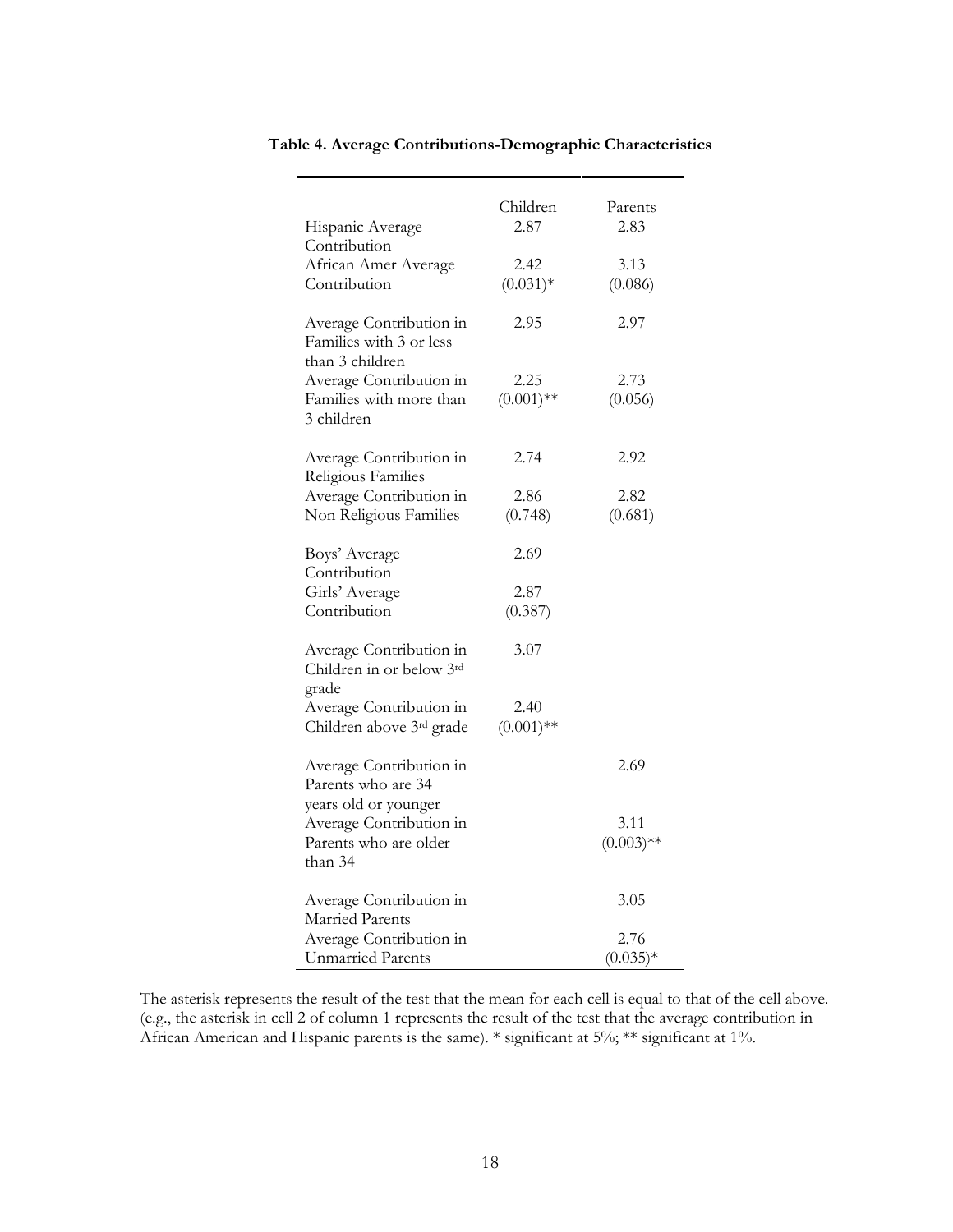**Table 4. Average Contributions-Demographic Characteristics**

| | Children | Parents |
|---|---|---|
| Hispanic Average Contribution | 2.87 | 2.83 |
| African Amer Average Contribution | 2.42 (0.031)* | 3.13 (0.086) |
| Average Contribution in Families with 3 or less than 3 children | 2.95 | 2.97 |
| Average Contribution in Families with more than 3 children | 2.25 (0.001)** | 2.73 (0.056) |
| Average Contribution in Religious Families | 2.74 | 2.92 |
| Average Contribution in Non Religious Families | 2.86 (0.748) | 2.82 (0.681) |
| Boys' Average Contribution | 2.69 | |
| Girls' Average Contribution | 2.87 (0.387) | |
| Average Contribution in Children in or below 3rd grade | 3.07 | |
| Average Contribution in Children above 3rd grade | 2.40 (0.001)** | |
| Average Contribution in Parents who are 34 years old or younger | | 2.69 |
| Average Contribution in Parents who are older than 34 | | 3.11 (0.003)** |
| Average Contribution in Married Parents | | 3.05 |
| Average Contribution in Unmarried Parents | | 2.76 (0.035)* |

The asterisk represents the result of the test that the mean for each cell is equal to that of the cell above. (e.g., the asterisk in cell 2 of column 1 represents the result of the test that the average contribution in African American and Hispanic parents is the same). * significant at 5%; ** significant at 1%.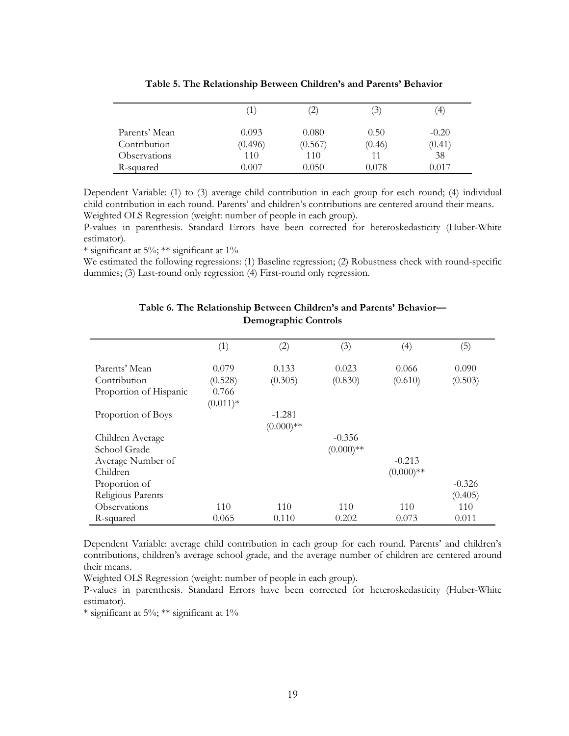**Table 5. The Relationship Between Children's and Parents' Behavior**

| | (1) | (2) | (3) | (4) |
|---|---|---|---|---|
| Parents' Mean Contribution | 0.093<br>(0.496) | 0.080<br>(0.567) | 0.50<br>(0.46) | -0.20<br>(0.41) |
| Observations | 110 | 110 | 11 | 38 |
| R-squared | 0.007 | 0.050 | 0.078 | 0.017 |

Dependent Variable: (1) to (3) average child contribution in each group for each round; (4) individual child contribution in each round. Parents' and children's contributions are centered around their means.
Weighted OLS Regression (weight: number of people in each group).
P-values in parenthesis. Standard Errors have been corrected for heteroskedasticity (Huber-White estimator).
\* significant at 5%; ** significant at 1%
We estimated the following regressions: (1) Baseline regression; (2) Robustness check with round-specific dummies; (3) Last-round only regression (4) First-round only regression.

**Table 6. The Relationship Between Children's and Parents' Behavior—Demographic Controls**

| | (1) | (2) | (3) | (4) | (5) |
|---|---|---|---|---|---|
| Parents' Mean Contribution | 0.079<br>(0.528) | 0.133<br>(0.305) | 0.023<br>(0.830) | 0.066<br>(0.610) | 0.090<br>(0.503) |
| Proportion of Hispanic | 0.766<br>(0.011)* | | | | |
| Proportion of Boys | | -1.281<br>(0.000)** | | | |
| Children Average School Grade | | | -0.356<br>(0.000)** | | |
| Average Number of Children | | | | -0.213<br>(0.000)** | |
| Proportion of Religious Parents | | | | | -0.326<br>(0.405) |
| Observations | 110 | 110 | 110 | 110 | 110 |
| R-squared | 0.065 | 0.110 | 0.202 | 0.073 | 0.011 |

Dependent Variable: average child contribution in each group for each round. Parents' and children's contributions, children's average school grade, and the average number of children are centered around their means.
Weighted OLS Regression (weight: number of people in each group).
P-values in parenthesis. Standard Errors have been corrected for heteroskedasticity (Huber-White estimator).
\* significant at 5%; ** significant at 1%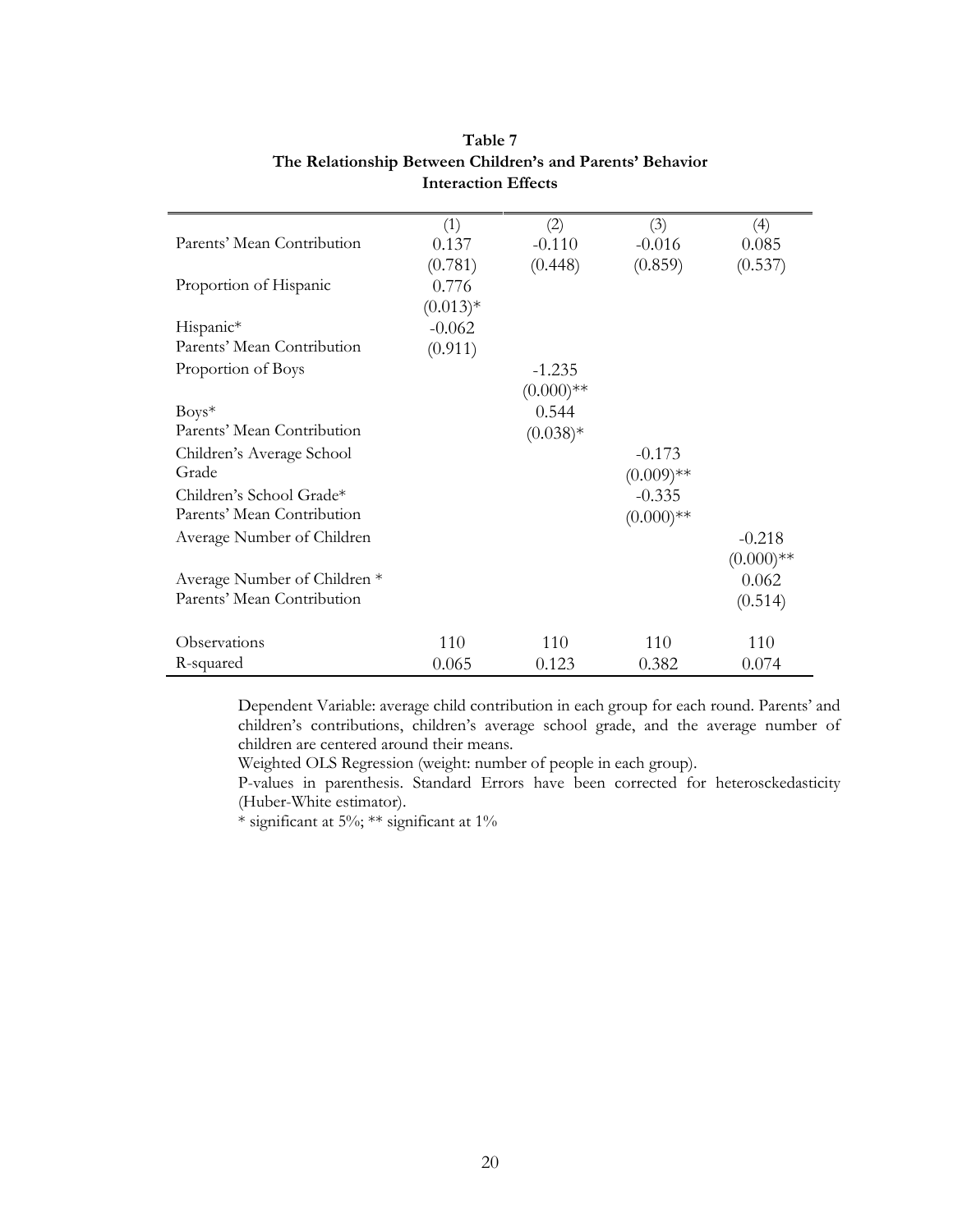**Table 7**
**The Relationship Between Children's and Parents' Behavior**
**Interaction Effects**

| | (1) | (2) | (3) | (4) |
|---|---|---|---|---|
| Parents' Mean Contribution | 0.137 | -0.110 | -0.016 | 0.085 |
| | (0.781) | (0.448) | (0.859) | (0.537) |
| Proportion of Hispanic | 0.776 | | | |
| | (0.013)* | | | |
| Hispanic* Parents' Mean Contribution | -0.062 | | | |
| | (0.911) | | | |
| Proportion of Boys | | -1.235 | | |
| | | (0.000)** | | |
| Boys* Parents' Mean Contribution | | 0.544 | | |
| | | (0.038)* | | |
| Children's Average School Grade | | | -0.173 | |
| | | | (0.009)** | |
| Children's School Grade* Parents' Mean Contribution | | | -0.335 | |
| | | | (0.000)** | |
| Average Number of Children | | | | -0.218 |
| | | | | (0.000)** |
| Average Number of Children * Parents' Mean Contribution | | | | 0.062 |
| | | | | (0.514) |
| Observations | 110 | 110 | 110 | 110 |
| R-squared | 0.065 | 0.123 | 0.382 | 0.074 |

Dependent Variable: average child contribution in each group for each round. Parents' and children's contributions, children's average school grade, and the average number of children are centered around their means.

Weighted OLS Regression (weight: number of people in each group).

P-values in parenthesis. Standard Errors have been corrected for heterosckedasticity (Huber-White estimator).

* significant at 5%; ** significant at 1%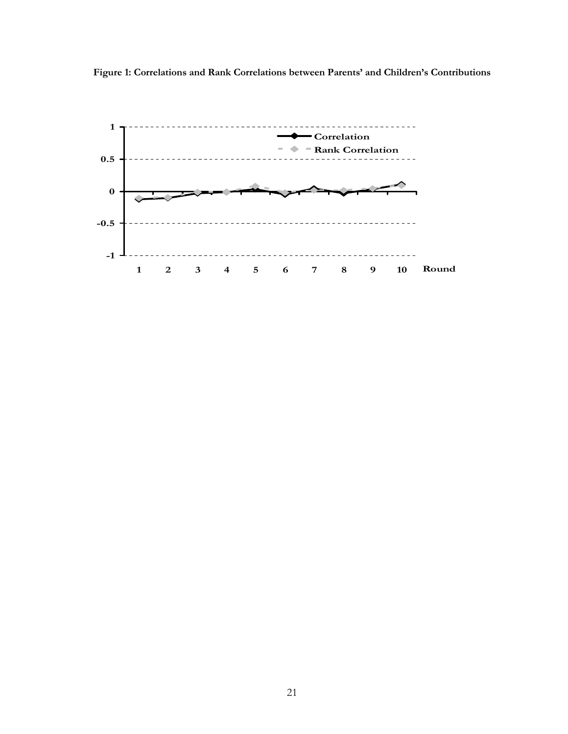**Figure 1: Correlations and Rank Correlations between Parents' and Children's Contributions**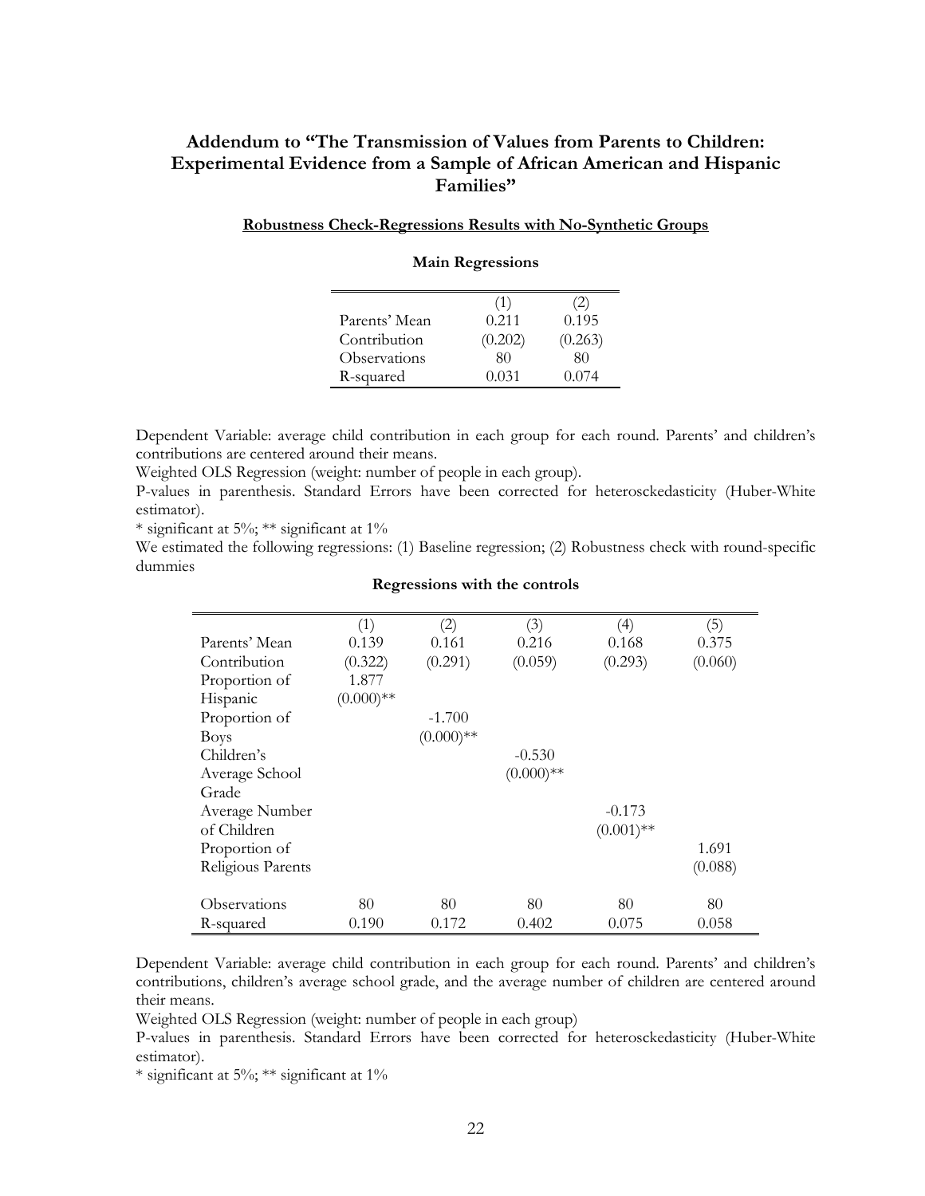## Addendum to "The Transmission of Values from Parents to Children: Experimental Evidence from a Sample of African American and Hispanic Families"

**Robustness Check-Regressions Results with No-Synthetic Groups**

**Main Regressions**

| | (1) | (2) |
|---|---|---|
| Parents' Mean Contribution | 0.211<br>(0.202) | 0.195<br>(0.263) |
| Observations | 80 | 80 |
| R-squared | 0.031 | 0.074 |

Dependent Variable: average child contribution in each group for each round. Parents' and children's contributions are centered around their means.

Weighted OLS Regression (weight: number of people in each group).

P-values in parenthesis. Standard Errors have been corrected for heterosckedasticity (Huber-White estimator).

* significant at 5%; ** significant at 1%

We estimated the following regressions: (1) Baseline regression; (2) Robustness check with round-specific dummies

**Regressions with the controls**

| | (1) | (2) | (3) | (4) | (5) |
|---|---|---|---|---|---|
| Parents' Mean Contribution | 0.139<br>(0.322) | 0.161<br>(0.291) | 0.216<br>(0.059) | 0.168<br>(0.293) | 0.375<br>(0.060) |
| Proportion of Hispanic | 1.877<br>(0.000)** | | | | |
| Proportion of Boys | | -1.700<br>(0.000)** | | | |
| Children's Average School Grade | | | -0.530<br>(0.000)** | | |
| Average Number of Children | | | | -0.173<br>(0.001)** | |
| Proportion of Religious Parents | | | | | 1.691<br>(0.088) |
| Observations | 80 | 80 | 80 | 80 | 80 |
| R-squared | 0.190 | 0.172 | 0.402 | 0.075 | 0.058 |

Dependent Variable: average child contribution in each group for each round. Parents' and children's contributions, children's average school grade, and the average number of children are centered around their means.

Weighted OLS Regression (weight: number of people in each group)

P-values in parenthesis. Standard Errors have been corrected for heterosckedasticity (Huber-White estimator).

* significant at 5%; ** significant at 1%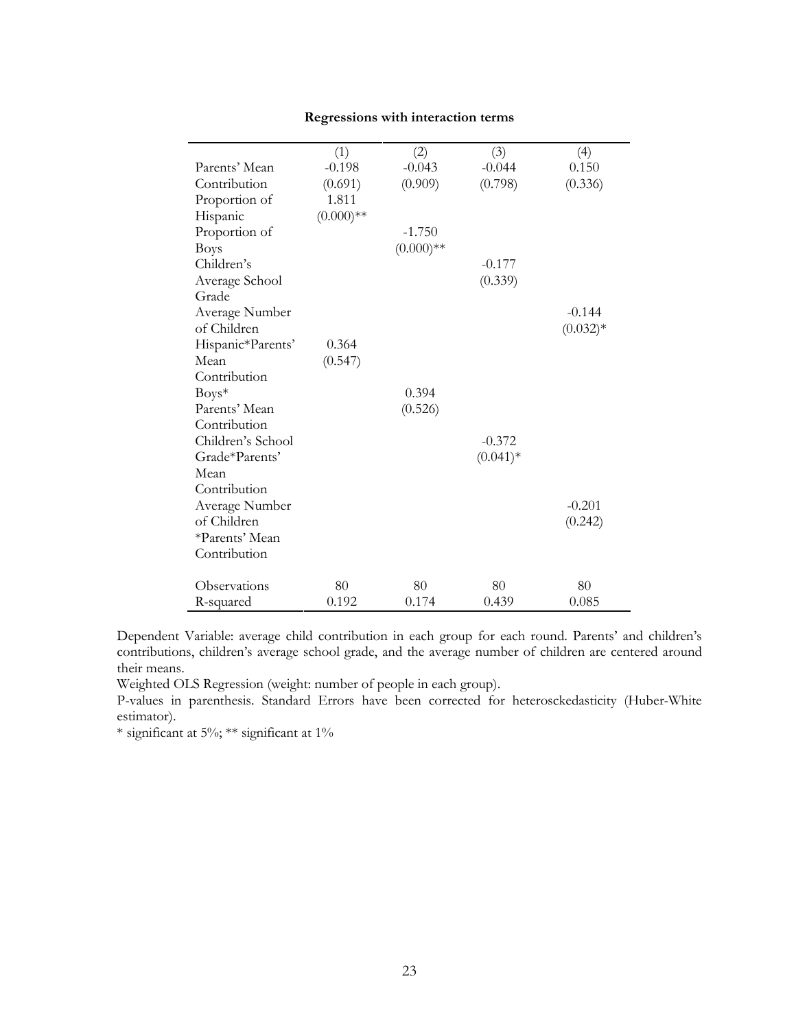**Regressions with interaction terms**

| | (1) | (2) | (3) | (4) |
|---|---|---|---|---|
| Parents' Mean Contribution | -0.198 | -0.043 | -0.044 | 0.150 |
| | (0.691) | (0.909) | (0.798) | (0.336) |
| Proportion of Hispanic | 1.811 | | | |
| | (0.000)** | | | |
| Proportion of Boys | | -1.750 | | |
| | | (0.000)** | | |
| Children's Average School Grade | | | -0.177 | |
| | | | (0.339) | |
| Average Number of Children | | | | -0.144 |
| | | | | (0.032)* |
| Hispanic*Parents' Mean Contribution | 0.364 | | | |
| | (0.547) | | | |
| Boys* Parents' Mean Contribution | | 0.394 | | |
| | | (0.526) | | |
| Children's School Grade*Parents' Mean Contribution | | | -0.372 | |
| | | | (0.041)* | |
| Average Number of Children *Parents' Mean Contribution | | | | -0.201 |
| | | | | (0.242) |
| Observations | 80 | 80 | 80 | 80 |
| R-squared | 0.192 | 0.174 | 0.439 | 0.085 |

Dependent Variable: average child contribution in each group for each round. Parents' and children's contributions, children's average school grade, and the average number of children are centered around their means.

Weighted OLS Regression (weight: number of people in each group).

P-values in parenthesis. Standard Errors have been corrected for heterosckedasticity (Huber-White estimator).

* significant at 5%; ** significant at 1%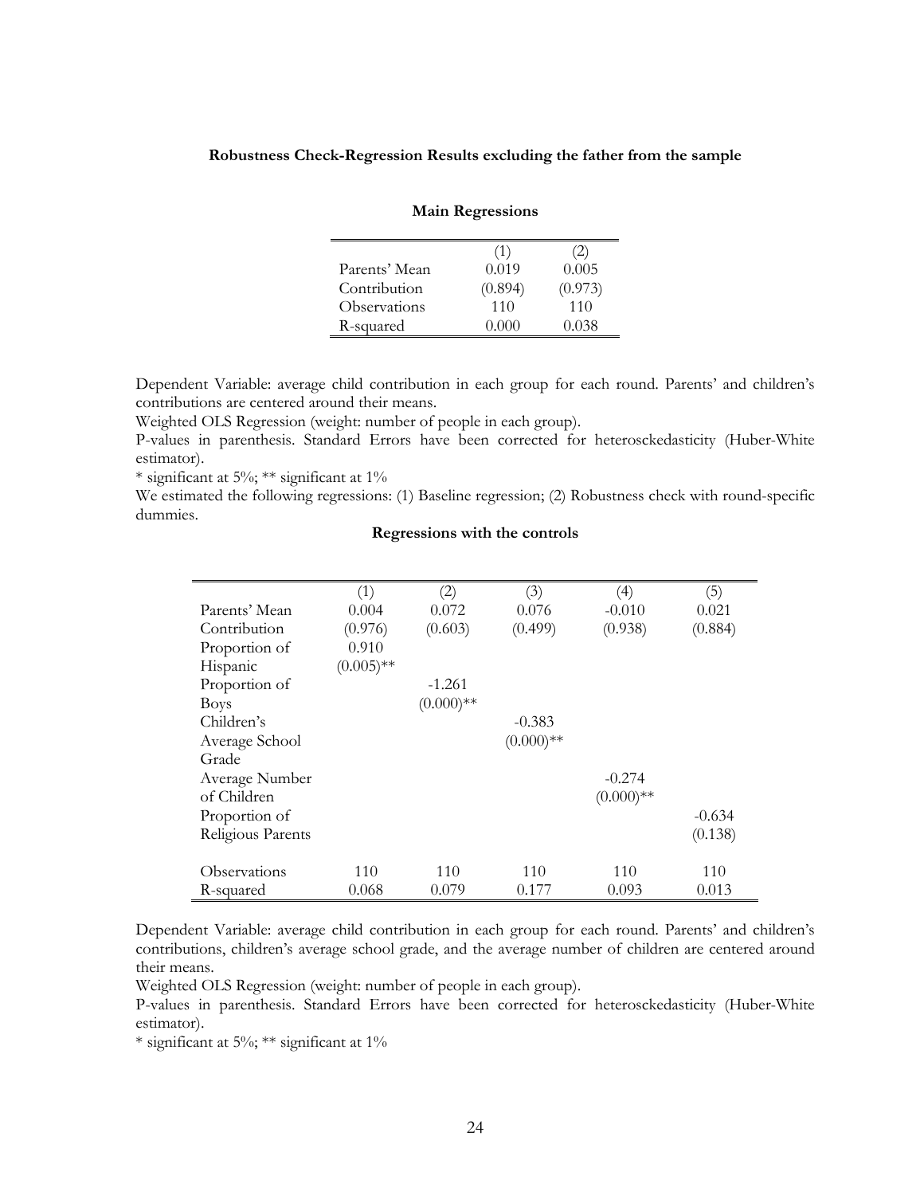**Robustness Check-Regression Results excluding the father from the sample**

**Main Regressions**

| | (1) | (2) |
|---|---|---|
| Parents' Mean Contribution | 0.019 (0.894) | 0.005 (0.973) |
| Observations | 110 | 110 |
| R-squared | 0.000 | 0.038 |

Dependent Variable: average child contribution in each group for each round. Parents' and children's contributions are centered around their means.
Weighted OLS Regression (weight: number of people in each group).
P-values in parenthesis. Standard Errors have been corrected for heterosckedasticity (Huber-White estimator).
\* significant at 5%; \*\* significant at 1%
We estimated the following regressions: (1) Baseline regression; (2) Robustness check with round-specific dummies.

**Regressions with the controls**

| | (1) | (2) | (3) | (4) | (5) |
|---|---|---|---|---|---|
| Parents' Mean Contribution | 0.004 (0.976) | 0.072 (0.603) | 0.076 (0.499) | -0.010 (0.938) | 0.021 (0.884) |
| Proportion of Hispanic | 0.910 (0.005)** | | | | |
| Proportion of Boys | | -1.261 (0.000)** | | | |
| Children's Average School Grade | | | -0.383 (0.000)** | | |
| Average Number of Children | | | | -0.274 (0.000)** | |
| Proportion of Religious Parents | | | | | -0.634 (0.138) |
| Observations | 110 | 110 | 110 | 110 | 110 |
| R-squared | 0.068 | 0.079 | 0.177 | 0.093 | 0.013 |

Dependent Variable: average child contribution in each group for each round. Parents' and children's contributions, children's average school grade, and the average number of children are centered around their means.
Weighted OLS Regression (weight: number of people in each group).
P-values in parenthesis. Standard Errors have been corrected for heterosckedasticity (Huber-White estimator).
\* significant at 5%; \*\* significant at 1%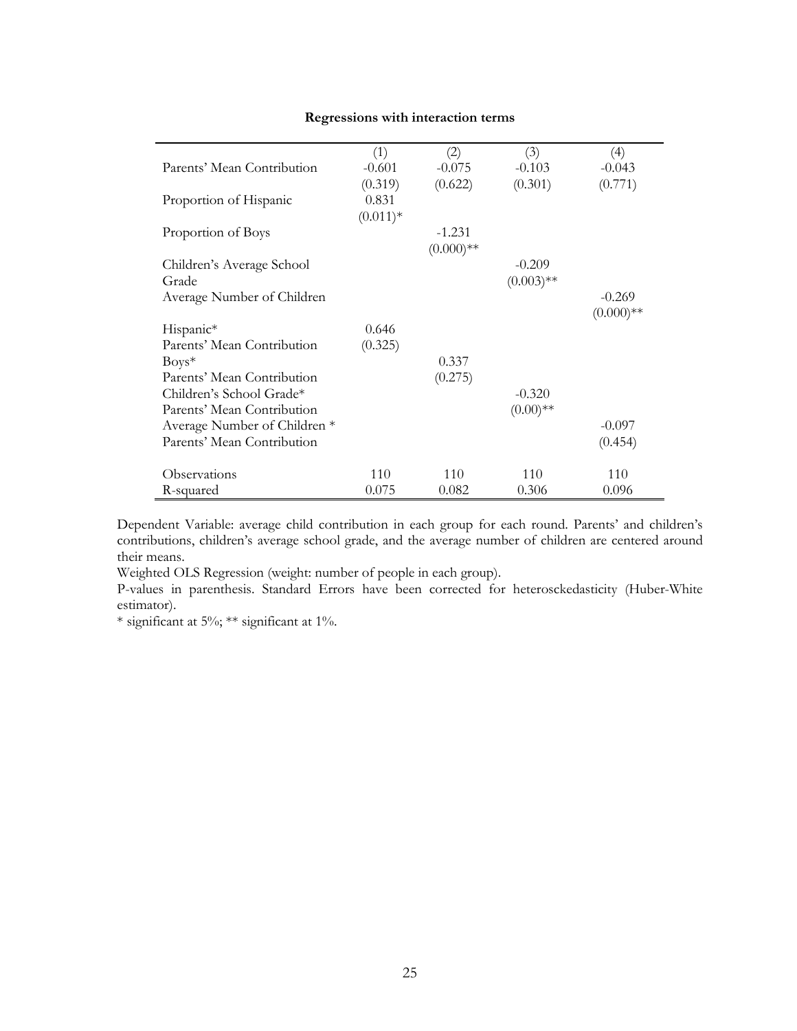**Regressions with interaction terms**

| | (1) | (2) | (3) | (4) |
|---|---|---|---|---|
| Parents' Mean Contribution | -0.601 | -0.075 | -0.103 | -0.043 |
| | (0.319) | (0.622) | (0.301) | (0.771) |
| Proportion of Hispanic | 0.831 | | | |
| | (0.011)* | | | |
| Proportion of Boys | | -1.231 | | |
| | | (0.000)** | | |
| Children's Average School Grade | | | -0.209 | |
| | | | (0.003)** | |
| Average Number of Children | | | | -0.269 |
| | | | | (0.000)** |
| Hispanic* Parents' Mean Contribution | 0.646 | | | |
| | (0.325) | | | |
| Boys* Parents' Mean Contribution | | 0.337 | | |
| | | (0.275) | | |
| Children's School Grade* Parents' Mean Contribution | | | -0.320 | |
| | | | (0.00)** | |
| Average Number of Children * Parents' Mean Contribution | | | | -0.097 |
| | | | | (0.454) |
| Observations | 110 | 110 | 110 | 110 |
| R-squared | 0.075 | 0.082 | 0.306 | 0.096 |

Dependent Variable: average child contribution in each group for each round. Parents' and children's contributions, children's average school grade, and the average number of children are centered around their means.

Weighted OLS Regression (weight: number of people in each group).

P-values in parenthesis. Standard Errors have been corrected for heterosckedasticity (Huber-White estimator).

* significant at 5%; ** significant at 1%.